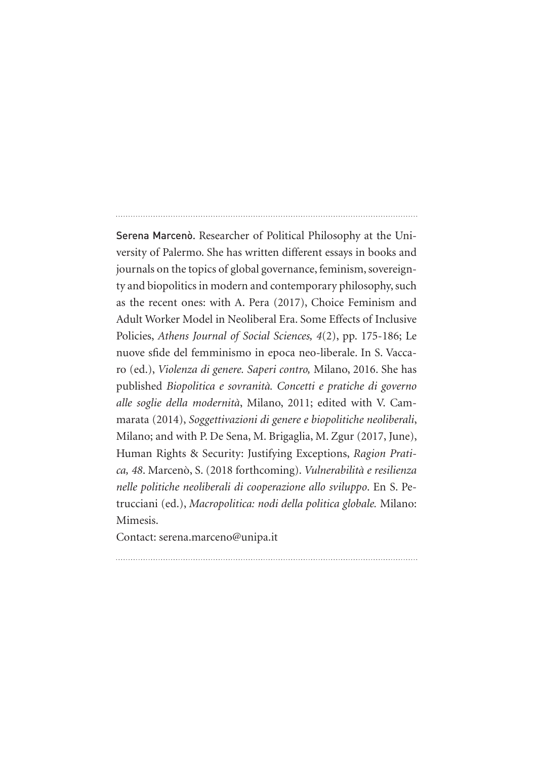**Serena Marcenò.** Researcher of Political Philosophy at the University of Palermo. She has written different essays in books and journals on the topics of global governance, feminism, sovereignty and biopolitics in modern and contemporary philosophy, such as the recent ones: with A. Pera (2017), Choice Feminism and Adult Worker Model in Neoliberal Era. Some Effects of Inclusive Policies, *Athens Journal of Social Sciences, 4*(2), pp. 175-186; Le nuove sfide del femminismo in epoca neo-liberale. In S. Vaccaro (ed.), *Violenza di genere. Saperi contro,* Milano, 2016. She has published *Biopolitica e sovranità. Concetti e pratiche di governo alle soglie della modernità*, Milano, 2011; edited with V. Cammarata (2014), *Soggettivazioni di genere e biopolitiche neoliberali*, Milano; and with P. De Sena, M. Brigaglia, M. Zgur (2017, June), Human Rights & Security: Justifying Exceptions, *Ragion Pratica, 48*. Marcenò, S. (2018 forthcoming). *Vulnerabilità e resilienza nelle politiche neoliberali di cooperazione allo sviluppo*. En S. Petrucciani (ed.), *Macropolitica: nodi della politica globale.* Milano: Mimesis.

Contact: serena.marceno@unipa.it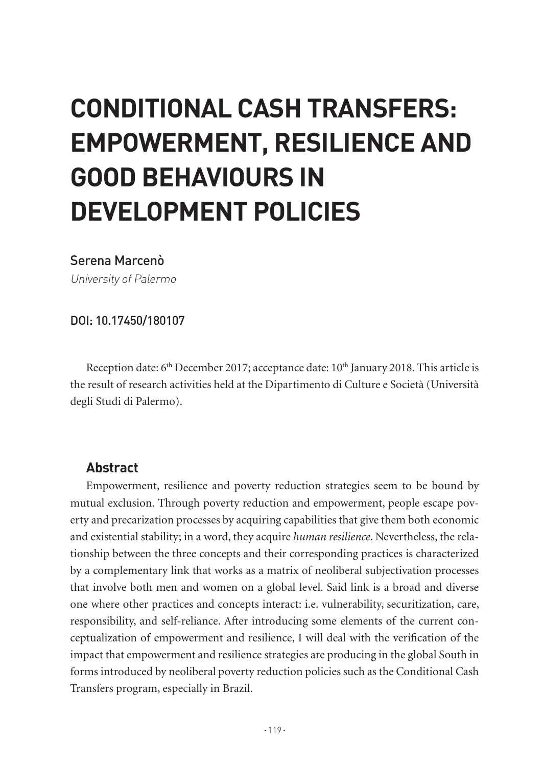# CONDITIONAL CASH TRANSFERS: EMPOWERMENT, RESILIENCE AND GOOD BEHAVIOURS IN DEVELOPMENT POLICIES

Serena Marcenò

*University of Palermo*

**DOI: 10.17450/180107**

Reception date: 6th December 2017; acceptance date: 10th January 2018. This article is the result of research activities held at the Dipartimento di Culture e Società (Università degli Studi di Palermo).

## Abstract

Empowerment, resilience and poverty reduction strategies seem to be bound by mutual exclusion. Through poverty reduction and empowerment, people escape poverty and precarization processes by acquiring capabilities that give them both economic and existential stability; in a word, they acquire *human resilience*. Nevertheless, the relationship between the three concepts and their corresponding practices is characterized by a complementary link that works as a matrix of neoliberal subjectivation processes that involve both men and women on a global level. Said link is a broad and diverse one where other practices and concepts interact: i.e. vulnerability, securitization, care, responsibility, and self-reliance. After introducing some elements of the current conceptualization of empowerment and resilience, I will deal with the verification of the impact that empowerment and resilience strategies are producing in the global South in forms introduced by neoliberal poverty reduction policies such as the Conditional Cash Transfers program, especially in Brazil.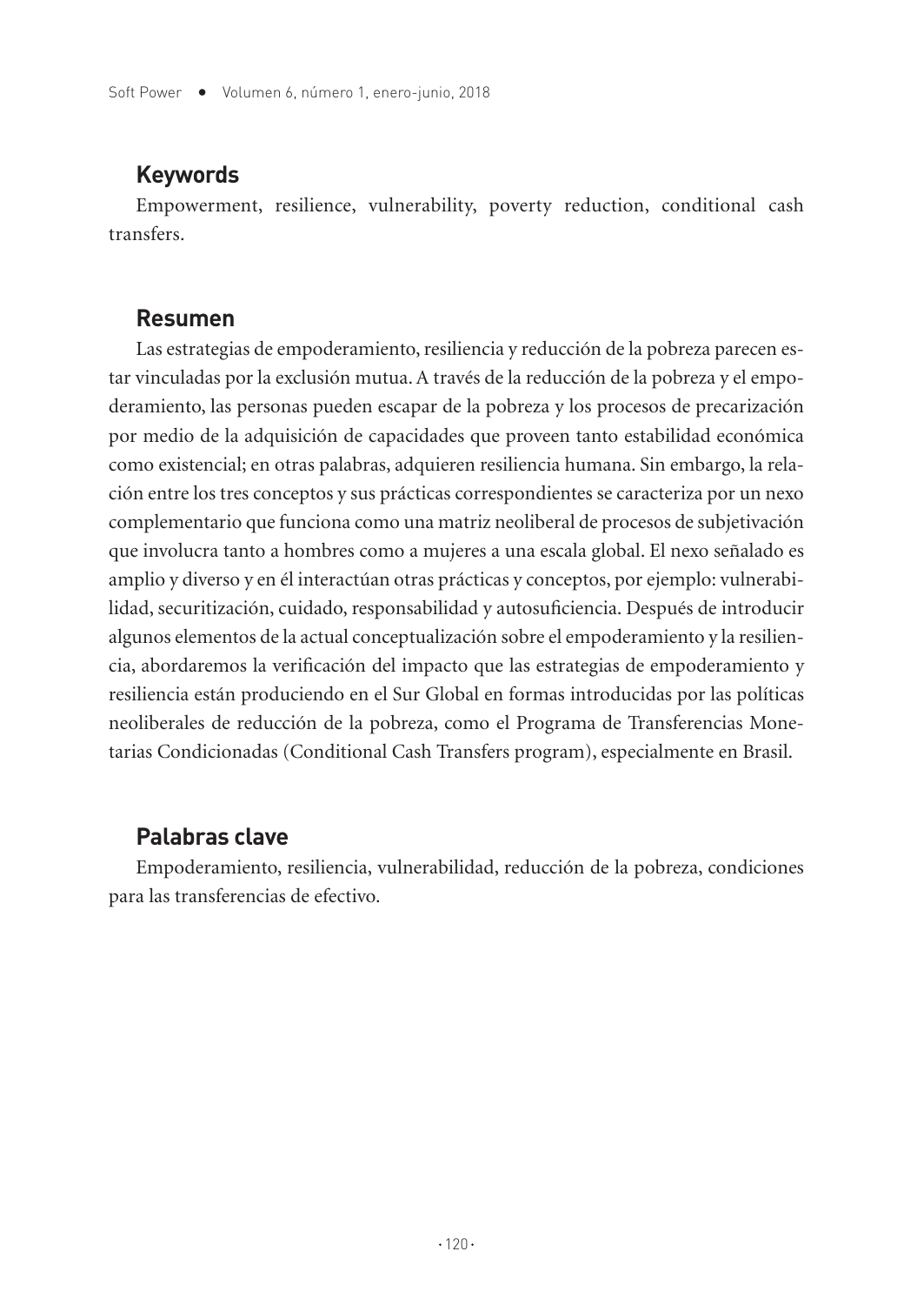## Keywords

Empowerment, resilience, vulnerability, poverty reduction, conditional cash transfers.

## Resumen

Las estrategias de empoderamiento, resiliencia y reducción de la pobreza parecen estar vinculadas por la exclusión mutua. A través de la reducción de la pobreza y el empoderamiento, las personas pueden escapar de la pobreza y los procesos de precarización por medio de la adquisición de capacidades que proveen tanto estabilidad económica como existencial; en otras palabras, adquieren resiliencia humana. Sin embargo, la relación entre los tres conceptos y sus prácticas correspondientes se caracteriza por un nexo complementario que funciona como una matriz neoliberal de procesos de subjetivación que involucra tanto a hombres como a mujeres a una escala global. El nexo señalado es amplio y diverso y en él interactúan otras prácticas y conceptos, por ejemplo: vulnerabilidad, securitización, cuidado, responsabilidad y autosuficiencia. Después de introducir algunos elementos de la actual conceptualización sobre el empoderamiento y la resiliencia, abordaremos la verificación del impacto que las estrategias de empoderamiento y resiliencia están produciendo en el Sur Global en formas introducidas por las políticas neoliberales de reducción de la pobreza, como el Programa de Transferencias Monetarias Condicionadas (Conditional Cash Transfers program), especialmente en Brasil.

## Palabras clave

Empoderamiento, resiliencia, vulnerabilidad, reducción de la pobreza, condiciones para las transferencias de efectivo.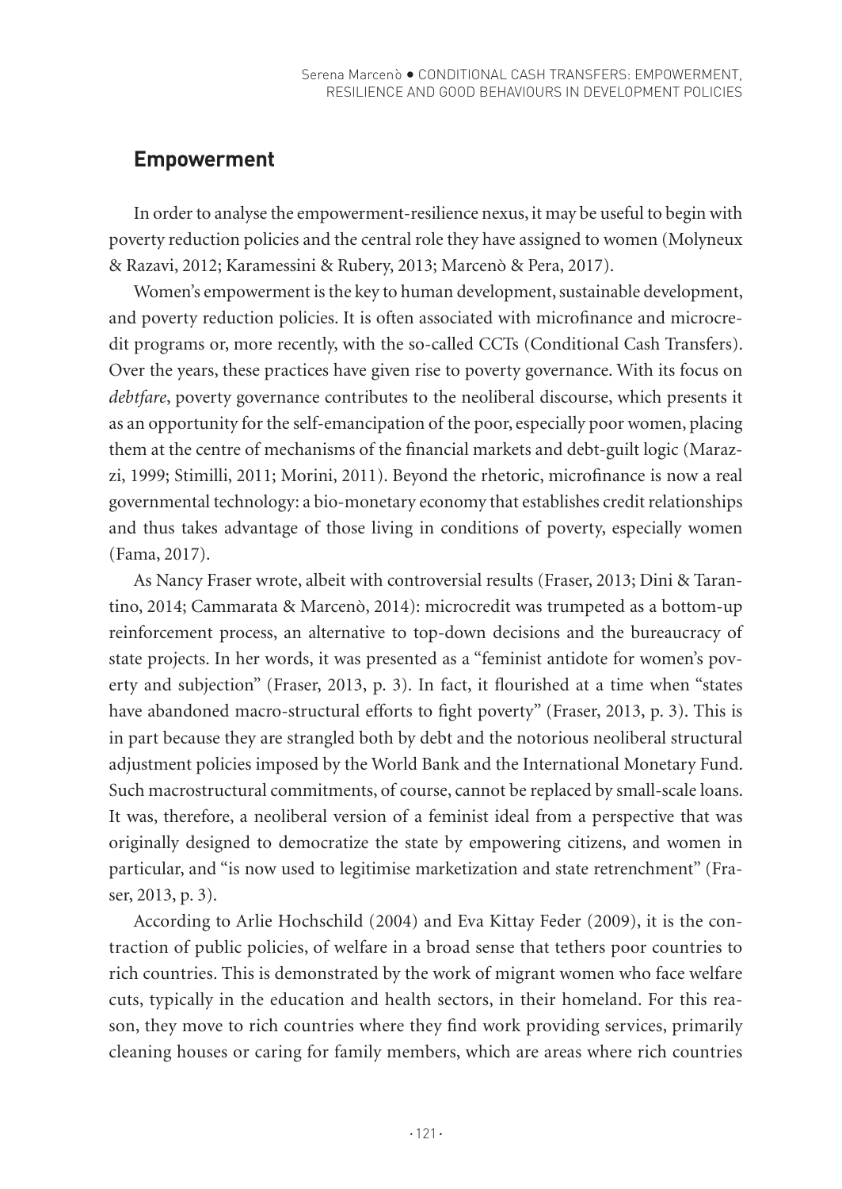## Empowerment

In order to analyse the empowerment-resilience nexus, it may be useful to begin with poverty reduction policies and the central role they have assigned to women (Molyneux & Razavi, 2012; Karamessini & Rubery, 2013; Marcenò & Pera, 2017).

Women's empowerment is the key to human development, sustainable development, and poverty reduction policies. It is often associated with microfinance and microcredit programs or, more recently, with the so-called CCTs (Conditional Cash Transfers). Over the years, these practices have given rise to poverty governance. With its focus on *debtfare*, poverty governance contributes to the neoliberal discourse, which presents it as an opportunity for the self-emancipation of the poor, especially poor women, placing them at the centre of mechanisms of the financial markets and debt-guilt logic (Marazzi, 1999; Stimilli, 2011; Morini, 2011). Beyond the rhetoric, microfinance is now a real governmental technology: a bio-monetary economy that establishes credit relationships and thus takes advantage of those living in conditions of poverty, especially women (Fama, 2017).

As Nancy Fraser wrote, albeit with controversial results (Fraser, 2013; Dini & Tarantino, 2014; Cammarata & Marcenò, 2014): microcredit was trumpeted as a bottom-up reinforcement process, an alternative to top-down decisions and the bureaucracy of state projects. In her words, it was presented as a "feminist antidote for women's poverty and subjection" (Fraser, 2013, p. 3). In fact, it flourished at a time when "states have abandoned macro-structural efforts to fight poverty" (Fraser, 2013, p. 3). This is in part because they are strangled both by debt and the notorious neoliberal structural adjustment policies imposed by the World Bank and the International Monetary Fund. Such macrostructural commitments, of course, cannot be replaced by small-scale loans. It was, therefore, a neoliberal version of a feminist ideal from a perspective that was originally designed to democratize the state by empowering citizens, and women in particular, and "is now used to legitimise marketization and state retrenchment" (Fraser, 2013, p. 3).

According to Arlie Hochschild (2004) and Eva Kittay Feder (2009), it is the contraction of public policies, of welfare in a broad sense that tethers poor countries to rich countries. This is demonstrated by the work of migrant women who face welfare cuts, typically in the education and health sectors, in their homeland. For this reason, they move to rich countries where they find work providing services, primarily cleaning houses or caring for family members, which are areas where rich countries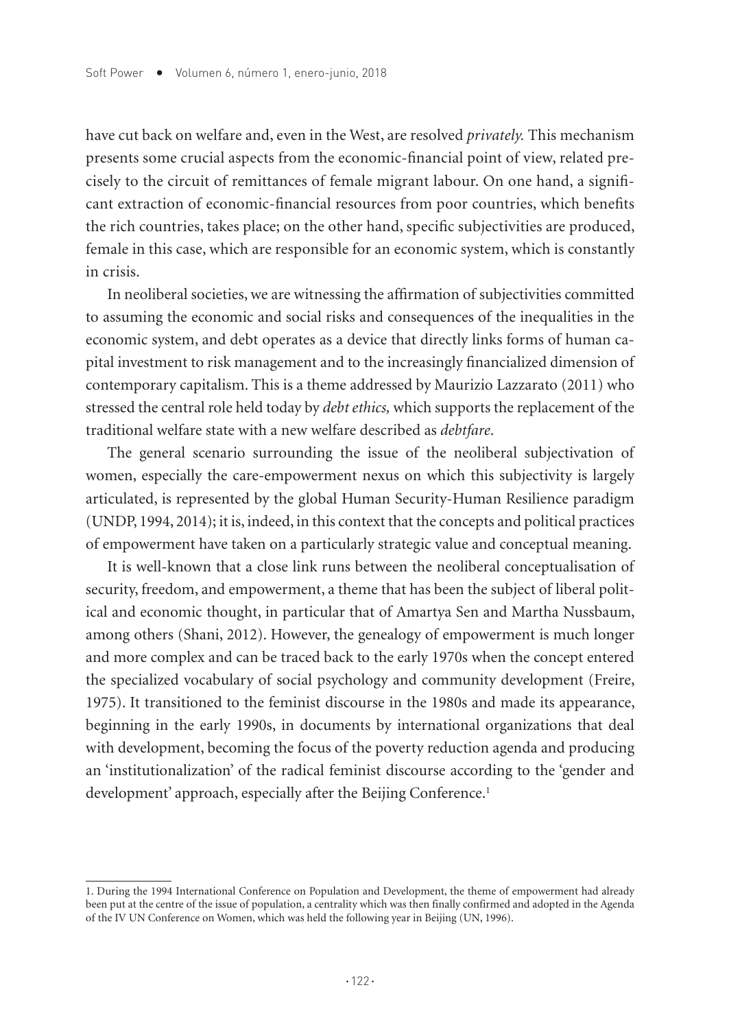have cut back on welfare and, even in the West, are resolved *privately.* This mechanism presents some crucial aspects from the economic-financial point of view, related precisely to the circuit of remittances of female migrant labour. On one hand, a significant extraction of economic-financial resources from poor countries, which benefits the rich countries, takes place; on the other hand, specific subjectivities are produced, female in this case, which are responsible for an economic system, which is constantly in crisis.

In neoliberal societies, we are witnessing the affirmation of subjectivities committed to assuming the economic and social risks and consequences of the inequalities in the economic system, and debt operates as a device that directly links forms of human capital investment to risk management and to the increasingly financialized dimension of contemporary capitalism. This is a theme addressed by Maurizio Lazzarato (2011) who stressed the central role held today by *debt ethics,* which supports the replacement of the traditional welfare state with a new welfare described as *debtfare*.

The general scenario surrounding the issue of the neoliberal subjectivation of women, especially the care-empowerment nexus on which this subjectivity is largely articulated, is represented by the global Human Security-Human Resilience paradigm (UNDP, 1994, 2014); it is, indeed, in this context that the concepts and political practices of empowerment have taken on a particularly strategic value and conceptual meaning.

It is well-known that a close link runs between the neoliberal conceptualisation of security, freedom, and empowerment, a theme that has been the subject of liberal political and economic thought, in particular that of Amartya Sen and Martha Nussbaum, among others (Shani, 2012). However, the genealogy of empowerment is much longer and more complex and can be traced back to the early 1970s when the concept entered the specialized vocabulary of social psychology and community development (Freire, 1975). It transitioned to the feminist discourse in the 1980s and made its appearance, beginning in the early 1990s, in documents by international organizations that deal with development, becoming the focus of the poverty reduction agenda and producing an 'institutionalization' of the radical feminist discourse according to the 'gender and development' approach, especially after the Beijing Conference.[1]

---

1. During the 1994 International Conference on Population and Development, the theme of empowerment had already been put at the centre of the issue of population, a centrality which was then finally confirmed and adopted in the Agenda of the IV UN Conference on Women, which was held the following year in Beijing (UN, 1996).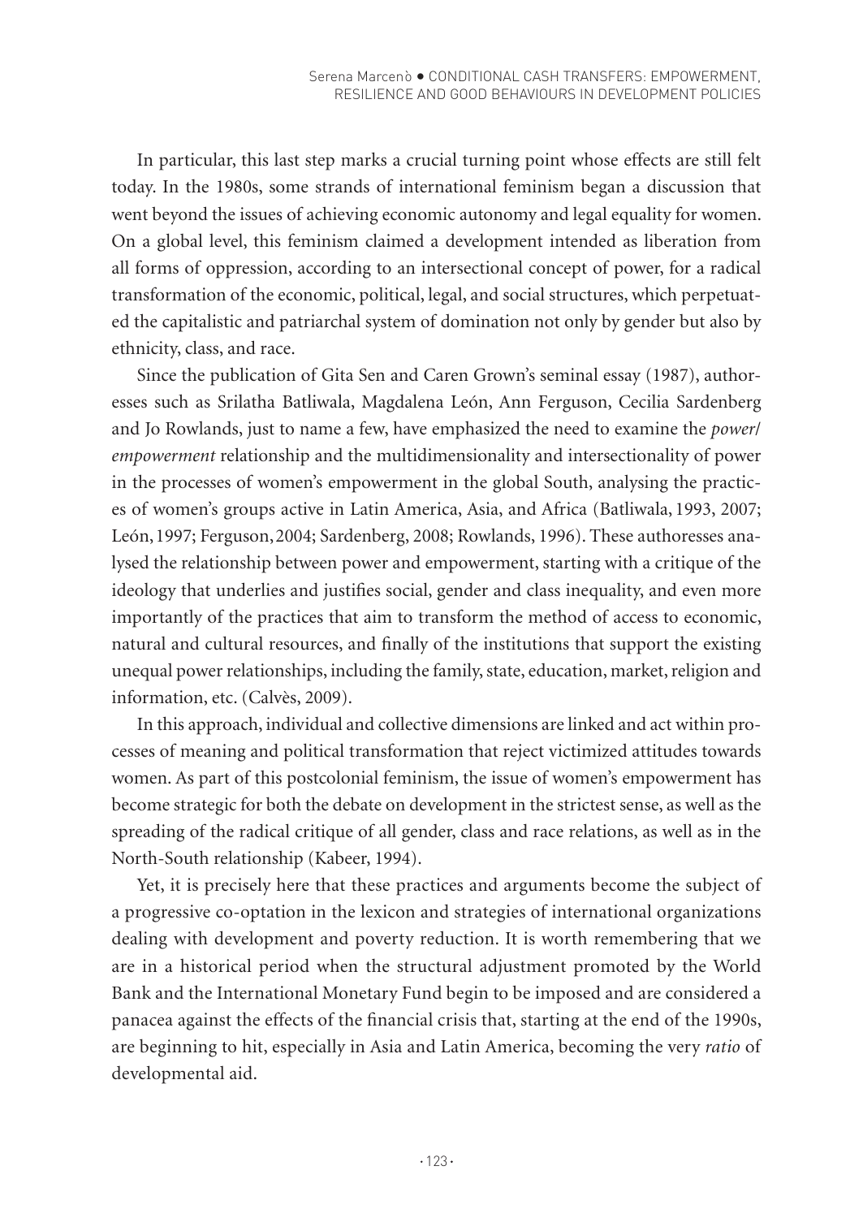In particular, this last step marks a crucial turning point whose effects are still felt today. In the 1980s, some strands of international feminism began a discussion that went beyond the issues of achieving economic autonomy and legal equality for women. On a global level, this feminism claimed a development intended as liberation from all forms of oppression, according to an intersectional concept of power, for a radical transformation of the economic, political, legal, and social structures, which perpetuated the capitalistic and patriarchal system of domination not only by gender but also by ethnicity, class, and race.

Since the publication of Gita Sen and Caren Grown's seminal essay (1987), authoresses such as Srilatha Batliwala, Magdalena León, Ann Ferguson, Cecilia Sardenberg and Jo Rowlands, just to name a few, have emphasized the need to examine the *power/empowerment* relationship and the multidimensionality and intersectionality of power in the processes of women's empowerment in the global South, analysing the practices of women's groups active in Latin America, Asia, and Africa (Batliwala, 1993, 2007; León, 1997; Ferguson, 2004; Sardenberg, 2008; Rowlands, 1996). These authoresses analysed the relationship between power and empowerment, starting with a critique of the ideology that underlies and justifies social, gender and class inequality, and even more importantly of the practices that aim to transform the method of access to economic, natural and cultural resources, and finally of the institutions that support the existing unequal power relationships, including the family, state, education, market, religion and information, etc. (Calvès, 2009).

In this approach, individual and collective dimensions are linked and act within processes of meaning and political transformation that reject victimized attitudes towards women. As part of this postcolonial feminism, the issue of women's empowerment has become strategic for both the debate on development in the strictest sense, as well as the spreading of the radical critique of all gender, class and race relations, as well as in the North-South relationship (Kabeer, 1994).

Yet, it is precisely here that these practices and arguments become the subject of a progressive co-optation in the lexicon and strategies of international organizations dealing with development and poverty reduction. It is worth remembering that we are in a historical period when the structural adjustment promoted by the World Bank and the International Monetary Fund begin to be imposed and are considered a panacea against the effects of the financial crisis that, starting at the end of the 1990s, are beginning to hit, especially in Asia and Latin America, becoming the very *ratio* of developmental aid.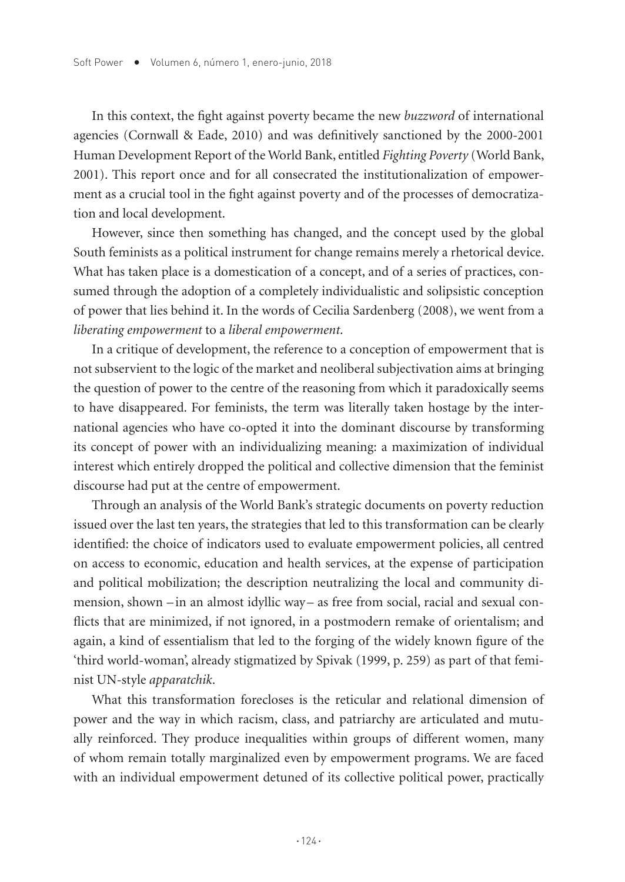In this context, the fight against poverty became the new *buzzword* of international agencies (Cornwall & Eade, 2010) and was definitively sanctioned by the 2000-2001 Human Development Report of the World Bank, entitled *Fighting Poverty* (World Bank, 2001). This report once and for all consecrated the institutionalization of empowerment as a crucial tool in the fight against poverty and of the processes of democratization and local development.

However, since then something has changed, and the concept used by the global South feminists as a political instrument for change remains merely a rhetorical device. What has taken place is a domestication of a concept, and of a series of practices, consumed through the adoption of a completely individualistic and solipsistic conception of power that lies behind it. In the words of Cecilia Sardenberg (2008), we went from a *liberating empowerment* to a *liberal empowerment*.

In a critique of development, the reference to a conception of empowerment that is not subservient to the logic of the market and neoliberal subjectivation aims at bringing the question of power to the centre of the reasoning from which it paradoxically seems to have disappeared. For feminists, the term was literally taken hostage by the international agencies who have co-opted it into the dominant discourse by transforming its concept of power with an individualizing meaning: a maximization of individual interest which entirely dropped the political and collective dimension that the feminist discourse had put at the centre of empowerment.

Through an analysis of the World Bank's strategic documents on poverty reduction issued over the last ten years, the strategies that led to this transformation can be clearly identified: the choice of indicators used to evaluate empowerment policies, all centred on access to economic, education and health services, at the expense of participation and political mobilization; the description neutralizing the local and community dimension, shown –in an almost idyllic way– as free from social, racial and sexual conflicts that are minimized, if not ignored, in a postmodern remake of orientalism; and again, a kind of essentialism that led to the forging of the widely known figure of the 'third world-woman', already stigmatized by Spivak (1999, p. 259) as part of that feminist UN-style *apparatchik*.

What this transformation forecloses is the reticular and relational dimension of power and the way in which racism, class, and patriarchy are articulated and mutually reinforced. They produce inequalities within groups of different women, many of whom remain totally marginalized even by empowerment programs. We are faced with an individual empowerment detuned of its collective political power, practically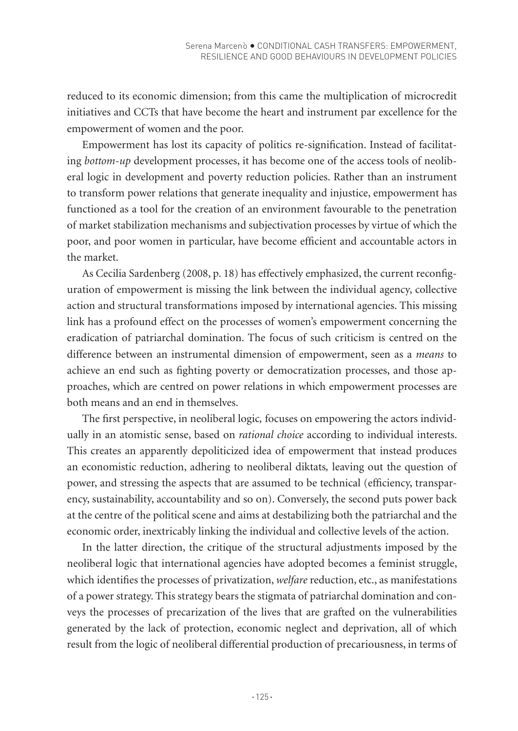reduced to its economic dimension; from this came the multiplication of microcredit initiatives and CCTs that have become the heart and instrument par excellence for the empowerment of women and the poor.

Empowerment has lost its capacity of politics re-signification. Instead of facilitating *bottom-up* development processes, it has become one of the access tools of neoliberal logic in development and poverty reduction policies. Rather than an instrument to transform power relations that generate inequality and injustice, empowerment has functioned as a tool for the creation of an environment favourable to the penetration of market stabilization mechanisms and subjectivation processes by virtue of which the poor, and poor women in particular, have become efficient and accountable actors in the market.

As Cecilia Sardenberg (2008, p. 18) has effectively emphasized, the current reconfiguration of empowerment is missing the link between the individual agency, collective action and structural transformations imposed by international agencies. This missing link has a profound effect on the processes of women's empowerment concerning the eradication of patriarchal domination. The focus of such criticism is centred on the difference between an instrumental dimension of empowerment, seen as a *means* to achieve an end such as fighting poverty or democratization processes, and those approaches, which are centred on power relations in which empowerment processes are both means and an end in themselves.

The first perspective, in neoliberal logic, focuses on empowering the actors individually in an atomistic sense, based on *rational choice* according to individual interests. This creates an apparently depoliticized idea of empowerment that instead produces an economistic reduction, adhering to neoliberal diktats, leaving out the question of power, and stressing the aspects that are assumed to be technical (efficiency, transparency, sustainability, accountability and so on). Conversely, the second puts power back at the centre of the political scene and aims at destabilizing both the patriarchal and the economic order, inextricably linking the individual and collective levels of the action.

In the latter direction, the critique of the structural adjustments imposed by the neoliberal logic that international agencies have adopted becomes a feminist struggle, which identifies the processes of privatization, *welfare* reduction, etc., as manifestations of a power strategy. This strategy bears the stigmata of patriarchal domination and conveys the processes of precarization of the lives that are grafted on the vulnerabilities generated by the lack of protection, economic neglect and deprivation, all of which result from the logic of neoliberal differential production of precariousness, in terms of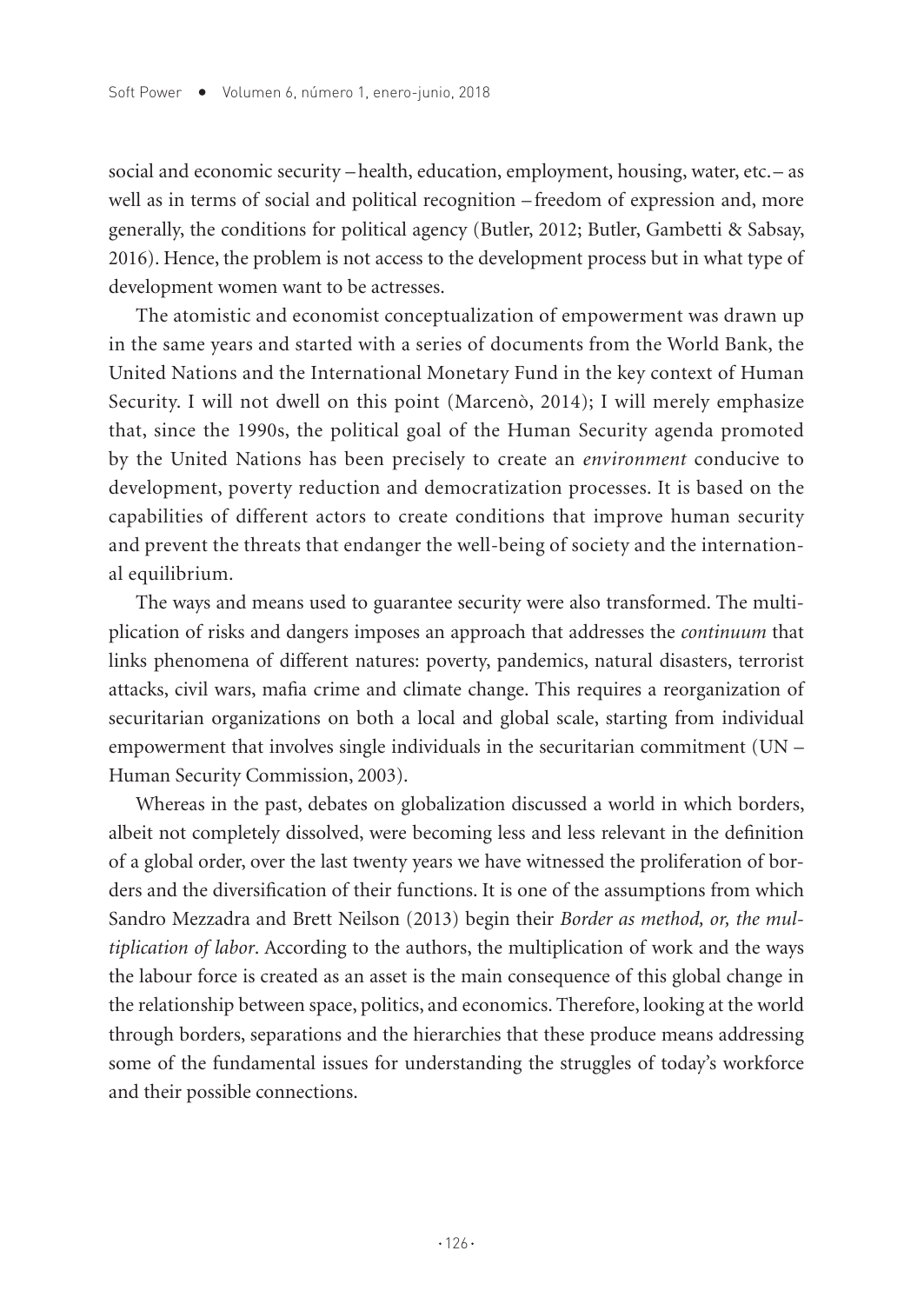social and economic security – health, education, employment, housing, water, etc. – as well as in terms of social and political recognition – freedom of expression and, more generally, the conditions for political agency (Butler, 2012; Butler, Gambetti & Sabsay, 2016). Hence, the problem is not access to the development process but in what type of development women want to be actresses.

The atomistic and economist conceptualization of empowerment was drawn up in the same years and started with a series of documents from the World Bank, the United Nations and the International Monetary Fund in the key context of Human Security. I will not dwell on this point (Marcenò, 2014); I will merely emphasize that, since the 1990s, the political goal of the Human Security agenda promoted by the United Nations has been precisely to create an *environment* conducive to development, poverty reduction and democratization processes. It is based on the capabilities of different actors to create conditions that improve human security and prevent the threats that endanger the well-being of society and the international equilibrium.

The ways and means used to guarantee security were also transformed. The multiplication of risks and dangers imposes an approach that addresses the *continuum* that links phenomena of different natures: poverty, pandemics, natural disasters, terrorist attacks, civil wars, mafia crime and climate change. This requires a reorganization of securitarian organizations on both a local and global scale, starting from individual empowerment that involves single individuals in the securitarian commitment (UN – Human Security Commission, 2003).

Whereas in the past, debates on globalization discussed a world in which borders, albeit not completely dissolved, were becoming less and less relevant in the definition of a global order, over the last twenty years we have witnessed the proliferation of borders and the diversification of their functions. It is one of the assumptions from which Sandro Mezzadra and Brett Neilson (2013) begin their *Border as method, or, the multiplication of labor*. According to the authors, the multiplication of work and the ways the labour force is created as an asset is the main consequence of this global change in the relationship between space, politics, and economics. Therefore, looking at the world through borders, separations and the hierarchies that these produce means addressing some of the fundamental issues for understanding the struggles of today's workforce and their possible connections.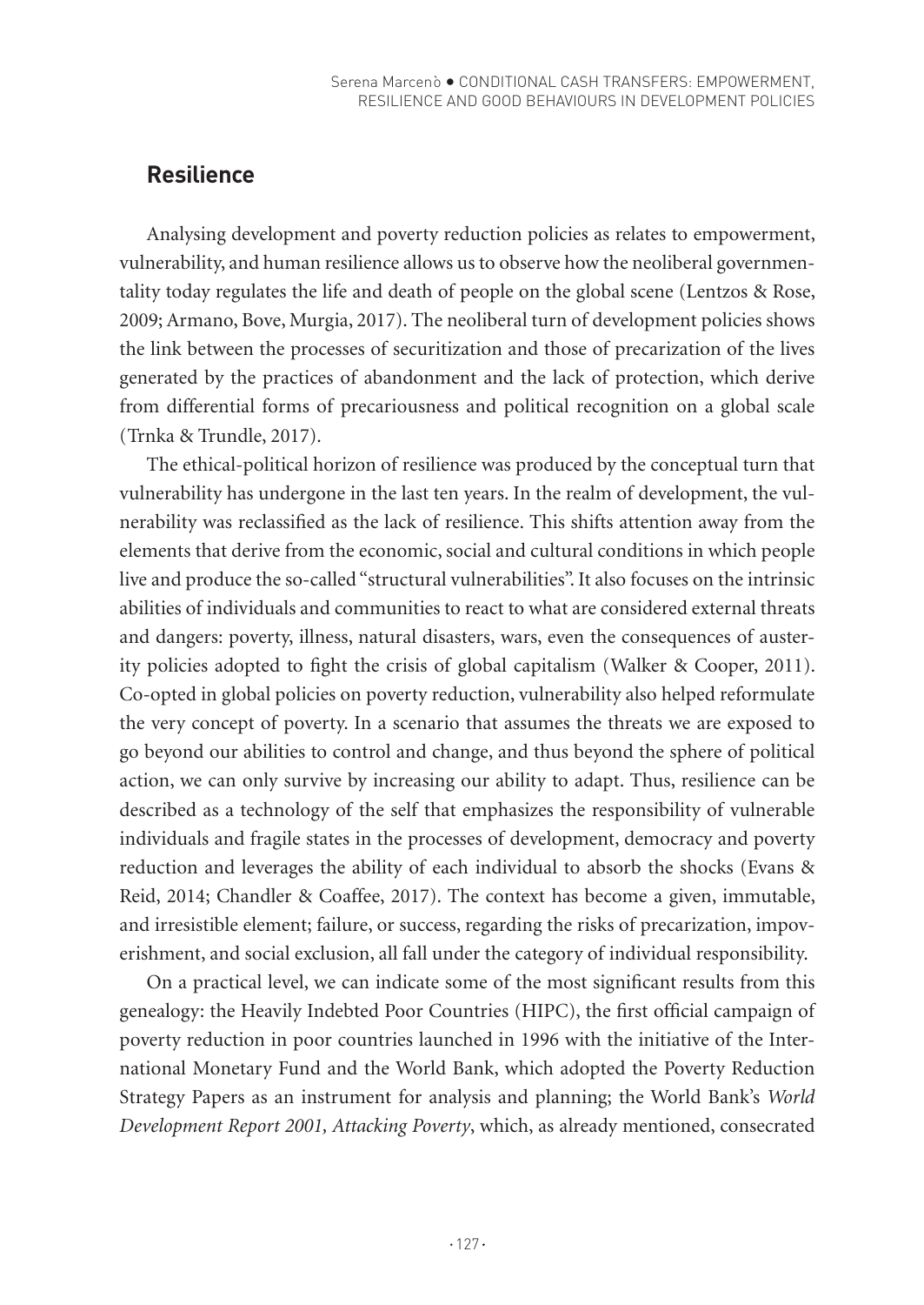## Resilience

Analysing development and poverty reduction policies as relates to empowerment, vulnerability, and human resilience allows us to observe how the neoliberal governmentality today regulates the life and death of people on the global scene (Lentzos & Rose, 2009; Armano, Bove, Murgia, 2017). The neoliberal turn of development policies shows the link between the processes of securitization and those of precarization of the lives generated by the practices of abandonment and the lack of protection, which derive from differential forms of precariousness and political recognition on a global scale (Trnka & Trundle, 2017).

The ethical-political horizon of resilience was produced by the conceptual turn that vulnerability has undergone in the last ten years. In the realm of development, the vulnerability was reclassified as the lack of resilience. This shifts attention away from the elements that derive from the economic, social and cultural conditions in which people live and produce the so-called "structural vulnerabilities". It also focuses on the intrinsic abilities of individuals and communities to react to what are considered external threats and dangers: poverty, illness, natural disasters, wars, even the consequences of austerity policies adopted to fight the crisis of global capitalism (Walker & Cooper, 2011). Co-opted in global policies on poverty reduction, vulnerability also helped reformulate the very concept of poverty. In a scenario that assumes the threats we are exposed to go beyond our abilities to control and change, and thus beyond the sphere of political action, we can only survive by increasing our ability to adapt. Thus, resilience can be described as a technology of the self that emphasizes the responsibility of vulnerable individuals and fragile states in the processes of development, democracy and poverty reduction and leverages the ability of each individual to absorb the shocks (Evans & Reid, 2014; Chandler & Coaffee, 2017). The context has become a given, immutable, and irresistible element; failure, or success, regarding the risks of precarization, impoverishment, and social exclusion, all fall under the category of individual responsibility.

On a practical level, we can indicate some of the most significant results from this genealogy: the Heavily Indebted Poor Countries (HIPC), the first official campaign of poverty reduction in poor countries launched in 1996 with the initiative of the International Monetary Fund and the World Bank, which adopted the Poverty Reduction Strategy Papers as an instrument for analysis and planning; the World Bank's *World Development Report 2001, Attacking Poverty*, which, as already mentioned, consecrated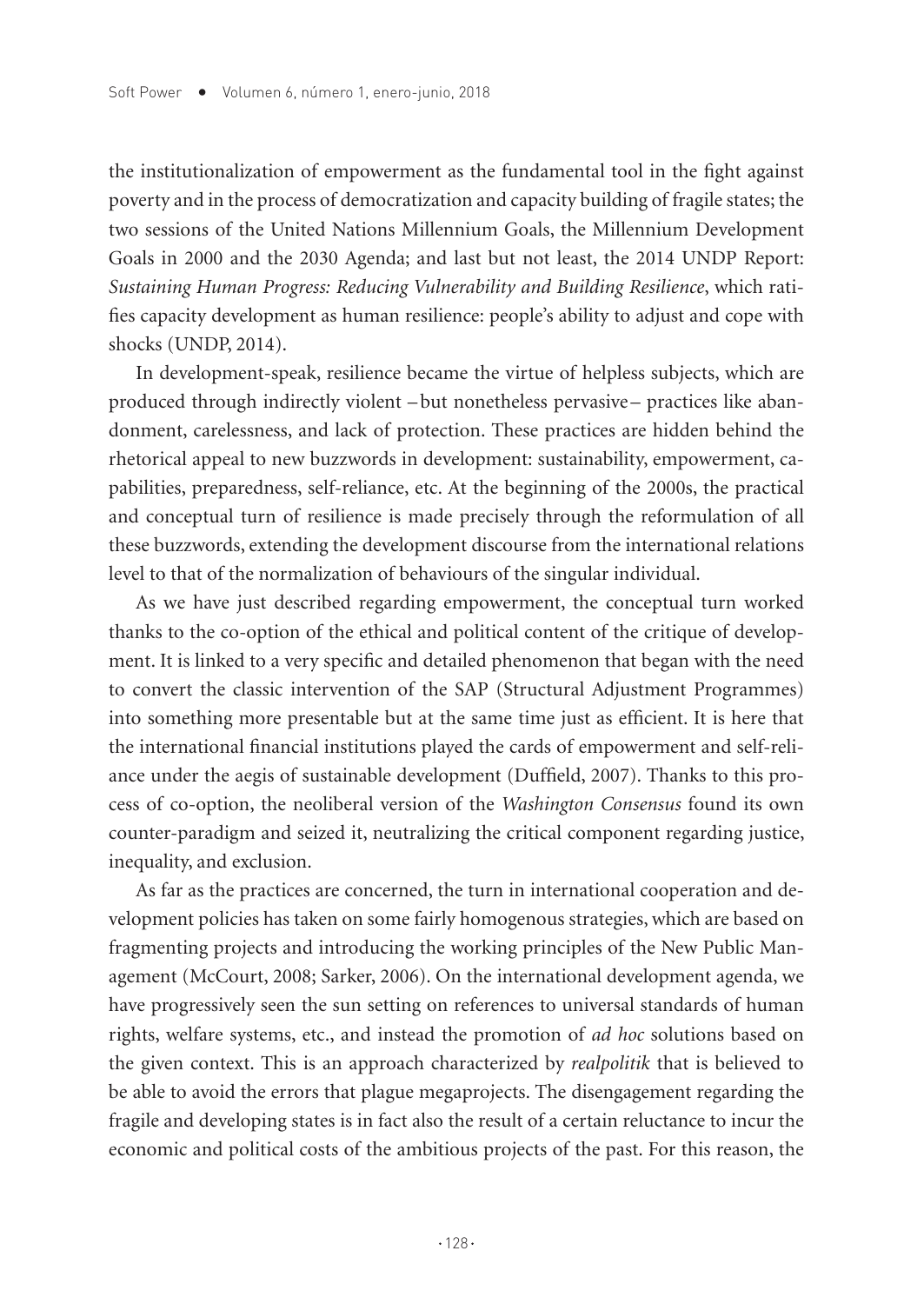the institutionalization of empowerment as the fundamental tool in the fight against poverty and in the process of democratization and capacity building of fragile states; the two sessions of the United Nations Millennium Goals, the Millennium Development Goals in 2000 and the 2030 Agenda; and last but not least, the 2014 UNDP Report: *Sustaining Human Progress: Reducing Vulnerability and Building Resilience*, which ratifies capacity development as human resilience: people's ability to adjust and cope with shocks (UNDP, 2014).

In development-speak, resilience became the virtue of helpless subjects, which are produced through indirectly violent –but nonetheless pervasive– practices like abandonment, carelessness, and lack of protection. These practices are hidden behind the rhetorical appeal to new buzzwords in development: sustainability, empowerment, capabilities, preparedness, self-reliance, etc. At the beginning of the 2000s, the practical and conceptual turn of resilience is made precisely through the reformulation of all these buzzwords, extending the development discourse from the international relations level to that of the normalization of behaviours of the singular individual.

As we have just described regarding empowerment, the conceptual turn worked thanks to the co-option of the ethical and political content of the critique of development. It is linked to a very specific and detailed phenomenon that began with the need to convert the classic intervention of the SAP (Structural Adjustment Programmes) into something more presentable but at the same time just as efficient. It is here that the international financial institutions played the cards of empowerment and self-reliance under the aegis of sustainable development (Duffield, 2007). Thanks to this process of co-option, the neoliberal version of the *Washington Consensus* found its own counter-paradigm and seized it, neutralizing the critical component regarding justice, inequality, and exclusion.

As far as the practices are concerned, the turn in international cooperation and development policies has taken on some fairly homogenous strategies, which are based on fragmenting projects and introducing the working principles of the New Public Management (McCourt, 2008; Sarker, 2006). On the international development agenda, we have progressively seen the sun setting on references to universal standards of human rights, welfare systems, etc., and instead the promotion of *ad hoc* solutions based on the given context. This is an approach characterized by *realpolitik* that is believed to be able to avoid the errors that plague megaprojects. The disengagement regarding the fragile and developing states is in fact also the result of a certain reluctance to incur the economic and political costs of the ambitious projects of the past. For this reason, the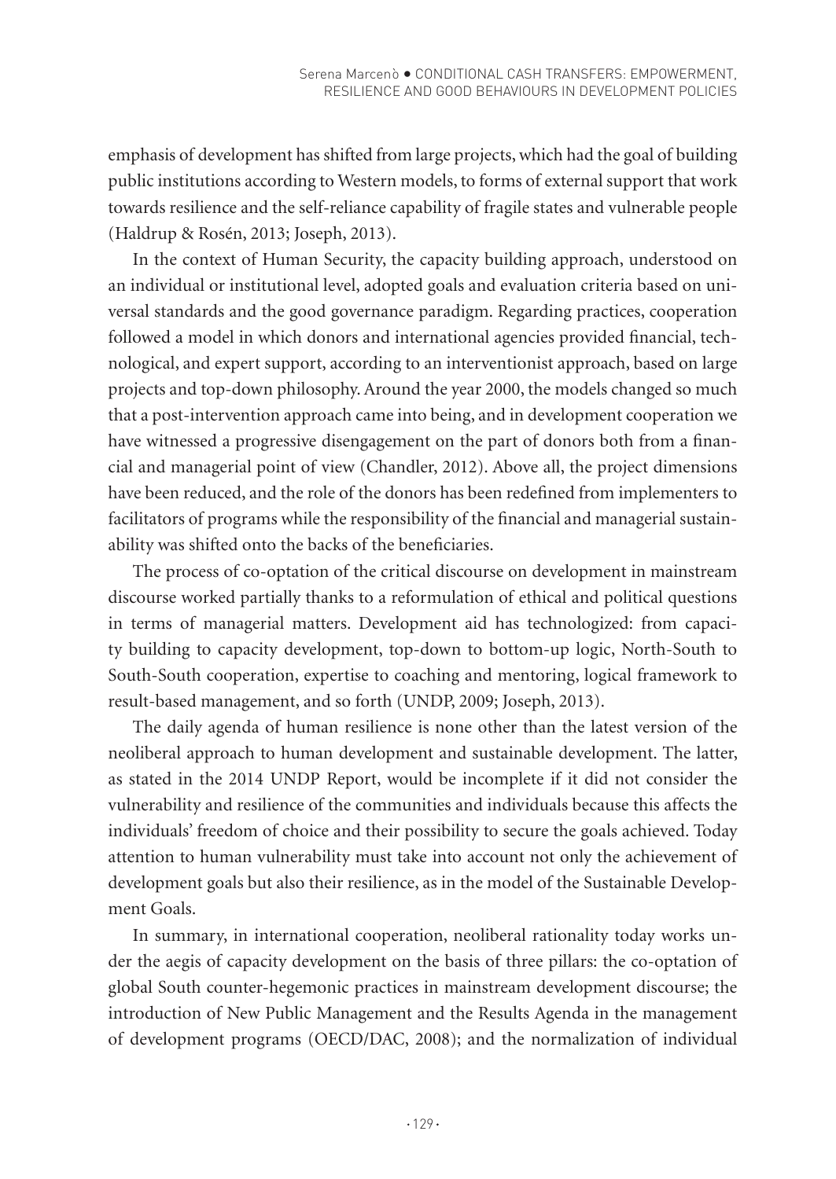emphasis of development has shifted from large projects, which had the goal of building public institutions according to Western models, to forms of external support that work towards resilience and the self-reliance capability of fragile states and vulnerable people (Haldrup & Rosén, 2013; Joseph, 2013).

In the context of Human Security, the capacity building approach, understood on an individual or institutional level, adopted goals and evaluation criteria based on universal standards and the good governance paradigm. Regarding practices, cooperation followed a model in which donors and international agencies provided financial, technological, and expert support, according to an interventionist approach, based on large projects and top-down philosophy. Around the year 2000, the models changed so much that a post-intervention approach came into being, and in development cooperation we have witnessed a progressive disengagement on the part of donors both from a financial and managerial point of view (Chandler, 2012). Above all, the project dimensions have been reduced, and the role of the donors has been redefined from implementers to facilitators of programs while the responsibility of the financial and managerial sustainability was shifted onto the backs of the beneficiaries.

The process of co-optation of the critical discourse on development in mainstream discourse worked partially thanks to a reformulation of ethical and political questions in terms of managerial matters. Development aid has technologized: from capacity building to capacity development, top-down to bottom-up logic, North-South to South-South cooperation, expertise to coaching and mentoring, logical framework to result-based management, and so forth (UNDP, 2009; Joseph, 2013).

The daily agenda of human resilience is none other than the latest version of the neoliberal approach to human development and sustainable development. The latter, as stated in the 2014 UNDP Report, would be incomplete if it did not consider the vulnerability and resilience of the communities and individuals because this affects the individuals' freedom of choice and their possibility to secure the goals achieved. Today attention to human vulnerability must take into account not only the achievement of development goals but also their resilience, as in the model of the Sustainable Development Goals.

In summary, in international cooperation, neoliberal rationality today works under the aegis of capacity development on the basis of three pillars: the co-optation of global South counter-hegemonic practices in mainstream development discourse; the introduction of New Public Management and the Results Agenda in the management of development programs (OECD/DAC, 2008); and the normalization of individual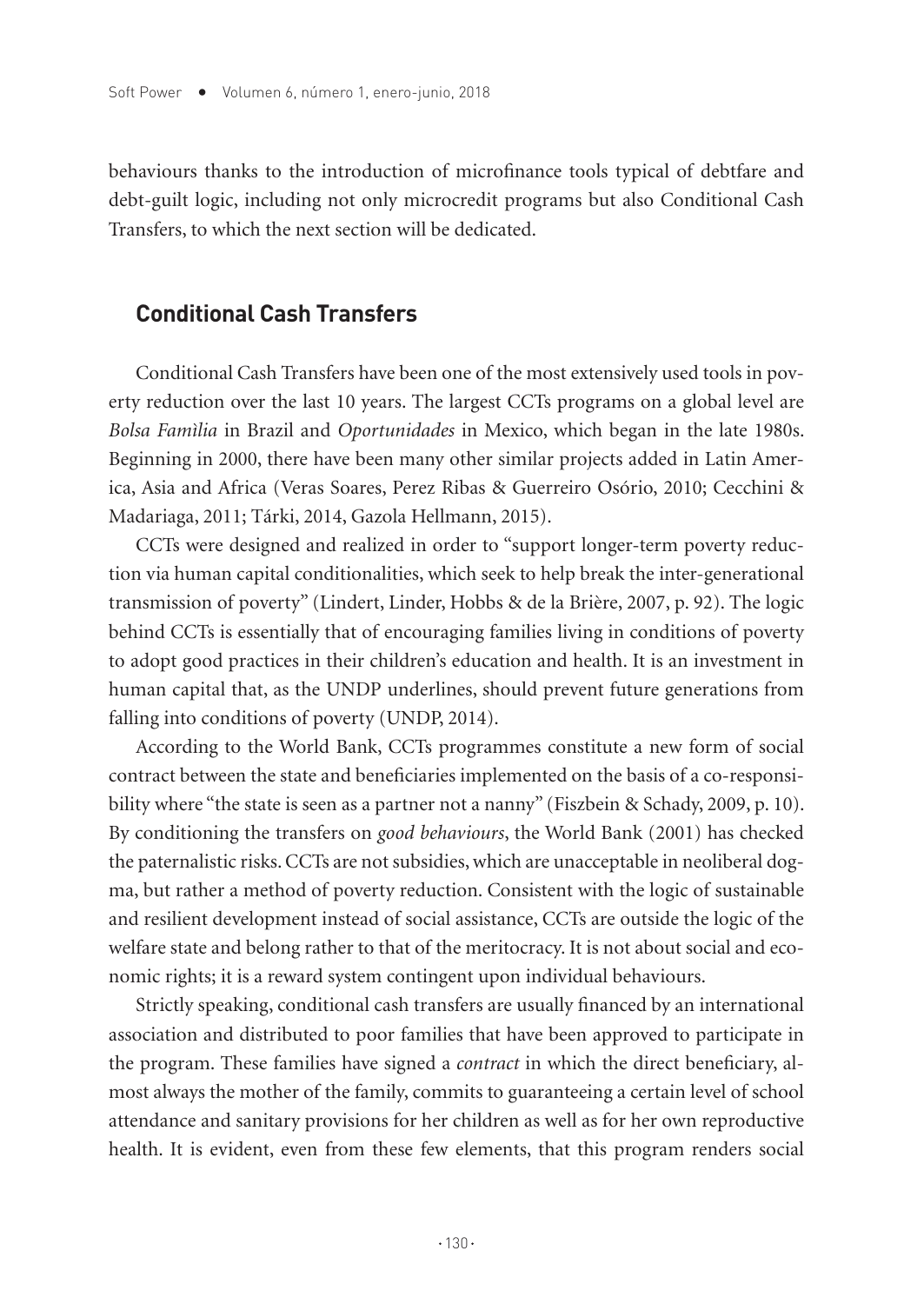behaviours thanks to the introduction of microfinance tools typical of debtfare and debt-guilt logic, including not only microcredit programs but also Conditional Cash Transfers, to which the next section will be dedicated.

## Conditional Cash Transfers

Conditional Cash Transfers have been one of the most extensively used tools in poverty reduction over the last 10 years. The largest CCTs programs on a global level are *Bolsa Famìlia* in Brazil and *Oportunidades* in Mexico, which began in the late 1980s. Beginning in 2000, there have been many other similar projects added in Latin America, Asia and Africa (Veras Soares, Perez Ribas & Guerreiro Osório, 2010; Cecchini & Madariaga, 2011; Tárki, 2014, Gazola Hellmann, 2015).

CCTs were designed and realized in order to "support longer-term poverty reduction via human capital conditionalities, which seek to help break the inter-generational transmission of poverty" (Lindert, Linder, Hobbs & de la Brière, 2007, p. 92). The logic behind CCTs is essentially that of encouraging families living in conditions of poverty to adopt good practices in their children's education and health. It is an investment in human capital that, as the UNDP underlines, should prevent future generations from falling into conditions of poverty (UNDP, 2014).

According to the World Bank, CCTs programmes constitute a new form of social contract between the state and beneficiaries implemented on the basis of a co-responsibility where "the state is seen as a partner not a nanny" (Fiszbein & Schady, 2009, p. 10). By conditioning the transfers on *good behaviours*, the World Bank (2001) has checked the paternalistic risks. CCTs are not subsidies, which are unacceptable in neoliberal dogma, but rather a method of poverty reduction. Consistent with the logic of sustainable and resilient development instead of social assistance, CCTs are outside the logic of the welfare state and belong rather to that of the meritocracy. It is not about social and economic rights; it is a reward system contingent upon individual behaviours.

Strictly speaking, conditional cash transfers are usually financed by an international association and distributed to poor families that have been approved to participate in the program. These families have signed a *contract* in which the direct beneficiary, almost always the mother of the family, commits to guaranteeing a certain level of school attendance and sanitary provisions for her children as well as for her own reproductive health. It is evident, even from these few elements, that this program renders social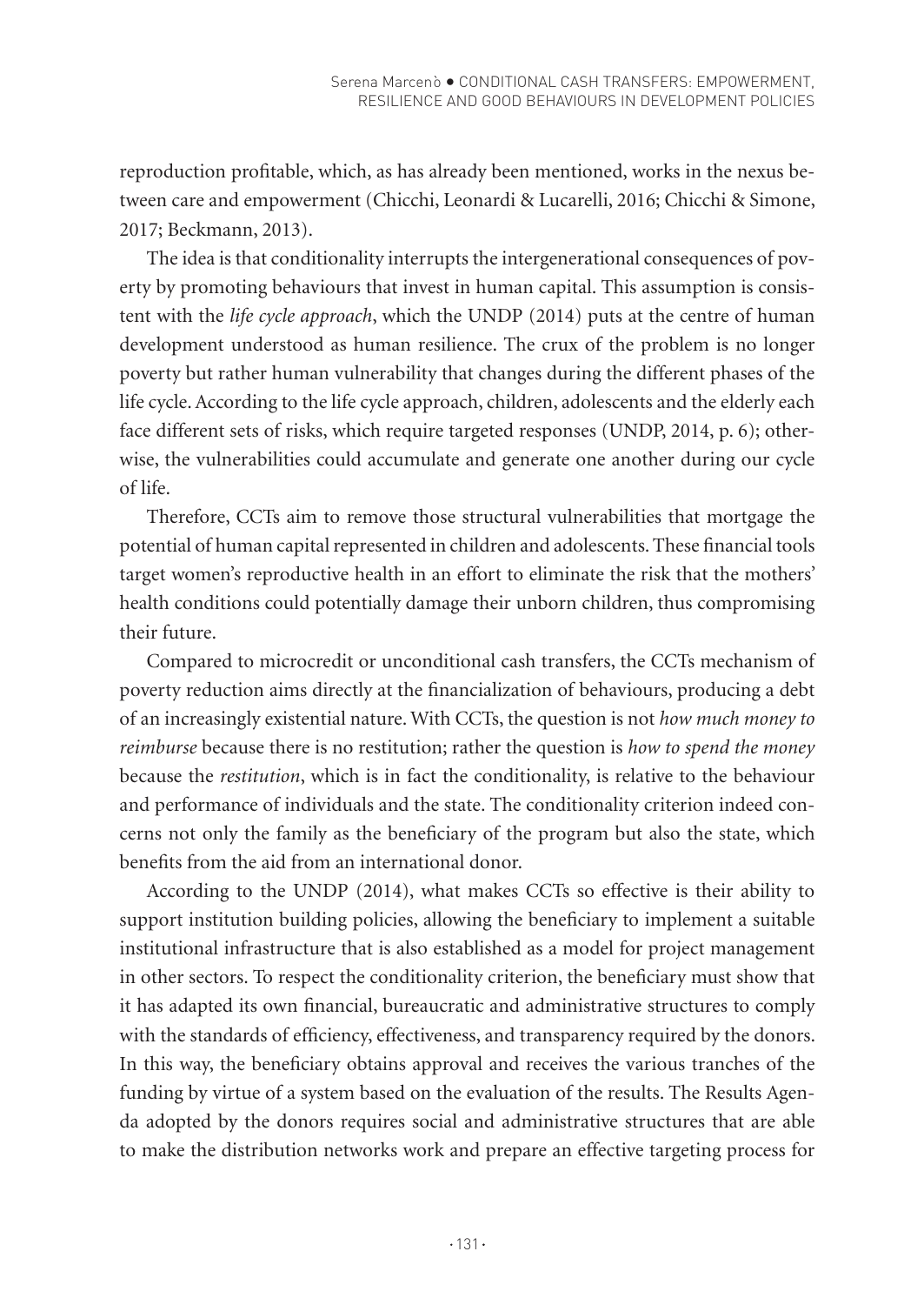reproduction profitable, which, as has already been mentioned, works in the nexus between care and empowerment (Chicchi, Leonardi & Lucarelli, 2016; Chicchi & Simone, 2017; Beckmann, 2013).

The idea is that conditionality interrupts the intergenerational consequences of poverty by promoting behaviours that invest in human capital. This assumption is consistent with the *life cycle approach*, which the UNDP (2014) puts at the centre of human development understood as human resilience. The crux of the problem is no longer poverty but rather human vulnerability that changes during the different phases of the life cycle. According to the life cycle approach, children, adolescents and the elderly each face different sets of risks, which require targeted responses (UNDP, 2014, p. 6); otherwise, the vulnerabilities could accumulate and generate one another during our cycle of life.

Therefore, CCTs aim to remove those structural vulnerabilities that mortgage the potential of human capital represented in children and adolescents. These financial tools target women's reproductive health in an effort to eliminate the risk that the mothers' health conditions could potentially damage their unborn children, thus compromising their future.

Compared to microcredit or unconditional cash transfers, the CCTs mechanism of poverty reduction aims directly at the financialization of behaviours, producing a debt of an increasingly existential nature. With CCTs, the question is not *how much money to reimburse* because there is no restitution; rather the question is *how to spend the money* because the *restitution*, which is in fact the conditionality, is relative to the behaviour and performance of individuals and the state. The conditionality criterion indeed concerns not only the family as the beneficiary of the program but also the state, which benefits from the aid from an international donor.

According to the UNDP (2014), what makes CCTs so effective is their ability to support institution building policies, allowing the beneficiary to implement a suitable institutional infrastructure that is also established as a model for project management in other sectors. To respect the conditionality criterion, the beneficiary must show that it has adapted its own financial, bureaucratic and administrative structures to comply with the standards of efficiency, effectiveness, and transparency required by the donors. In this way, the beneficiary obtains approval and receives the various tranches of the funding by virtue of a system based on the evaluation of the results. The Results Agenda adopted by the donors requires social and administrative structures that are able to make the distribution networks work and prepare an effective targeting process for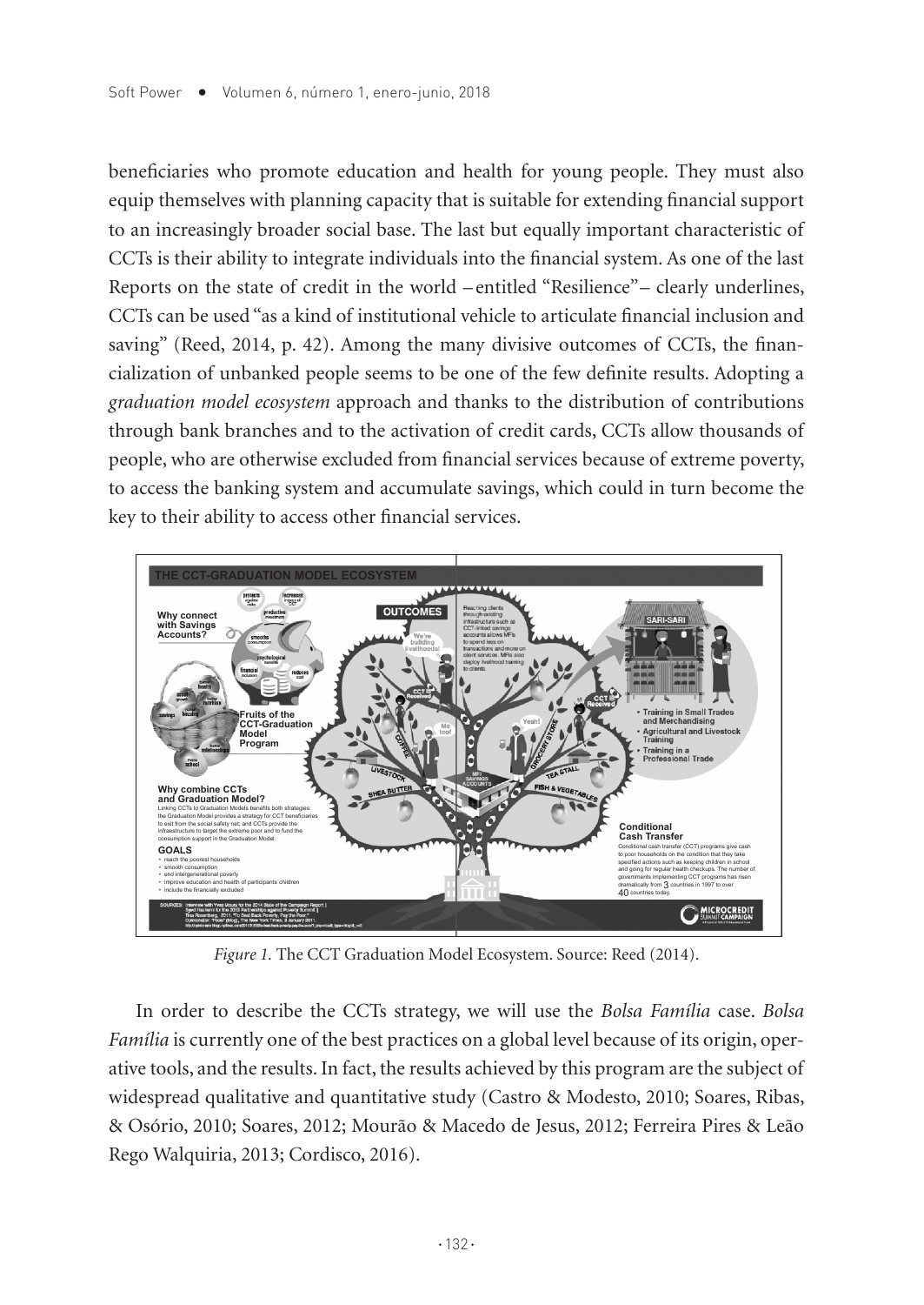beneficiaries who promote education and health for young people. They must also equip themselves with planning capacity that is suitable for extending financial support to an increasingly broader social base. The last but equally important characteristic of CCTs is their ability to integrate individuals into the financial system. As one of the last Reports on the state of credit in the world –entitled "Resilience"– clearly underlines, CCTs can be used "as a kind of institutional vehicle to articulate financial inclusion and saving" (Reed, 2014, p. 42). Among the many divisive outcomes of CCTs, the financialization of unbanked people seems to be one of the few definite results. Adopting a *graduation model ecosystem* approach and thanks to the distribution of contributions through bank branches and to the activation of credit cards, CCTs allow thousands of people, who are otherwise excluded from financial services because of extreme poverty, to access the banking system and accumulate savings, which could in turn become the key to their ability to access other financial services.

*Figure 1.* The CCT Graduation Model Ecosystem. Source: Reed (2014).

In order to describe the CCTs strategy, we will use the *Bolsa Família* case. *Bolsa Família* is currently one of the best practices on a global level because of its origin, operative tools, and the results. In fact, the results achieved by this program are the subject of widespread qualitative and quantitative study (Castro & Modesto, 2010; Soares, Ribas, & Osório, 2010; Soares, 2012; Mourão & Macedo de Jesus, 2012; Ferreira Pires & Leão Rego Walquiria, 2013; Cordisco, 2016).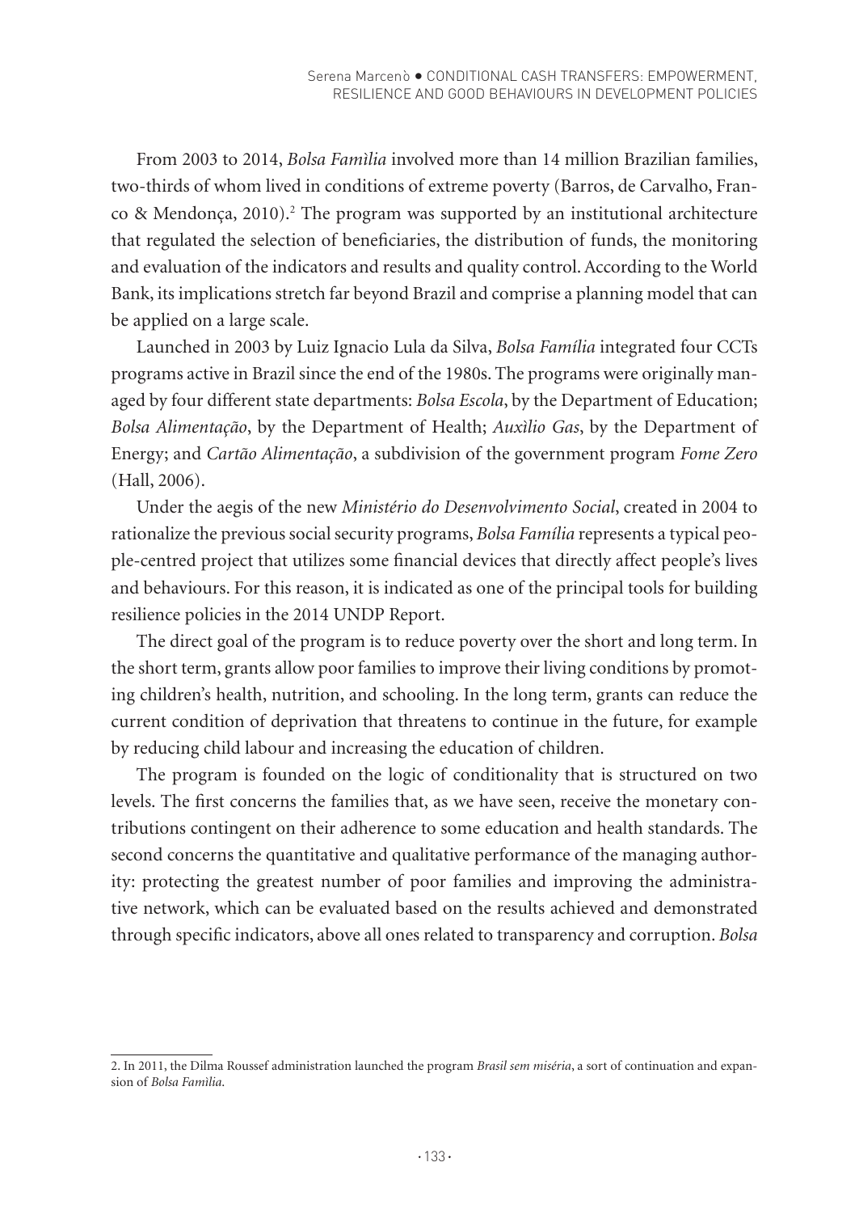From 2003 to 2014, *Bolsa Famìlia* involved more than 14 million Brazilian families, two-thirds of whom lived in conditions of extreme poverty (Barros, de Carvalho, Franco & Mendonça, 2010).[2] The program was supported by an institutional architecture that regulated the selection of beneficiaries, the distribution of funds, the monitoring and evaluation of the indicators and results and quality control. According to the World Bank, its implications stretch far beyond Brazil and comprise a planning model that can be applied on a large scale.

Launched in 2003 by Luiz Ignacio Lula da Silva, *Bolsa Família* integrated four CCTs programs active in Brazil since the end of the 1980s. The programs were originally managed by four different state departments: *Bolsa Escola*, by the Department of Education; *Bolsa Alimentação*, by the Department of Health; *Auxìlio Gas*, by the Department of Energy; and *Cartão Alimentação*, a subdivision of the government program *Fome Zero* (Hall, 2006).

Under the aegis of the new *Ministério do Desenvolvimento Social*, created in 2004 to rationalize the previous social security programs, *Bolsa Família* represents a typical people-centred project that utilizes some financial devices that directly affect people's lives and behaviours. For this reason, it is indicated as one of the principal tools for building resilience policies in the 2014 UNDP Report.

The direct goal of the program is to reduce poverty over the short and long term. In the short term, grants allow poor families to improve their living conditions by promoting children's health, nutrition, and schooling. In the long term, grants can reduce the current condition of deprivation that threatens to continue in the future, for example by reducing child labour and increasing the education of children.

The program is founded on the logic of conditionality that is structured on two levels. The first concerns the families that, as we have seen, receive the monetary contributions contingent on their adherence to some education and health standards. The second concerns the quantitative and qualitative performance of the managing authority: protecting the greatest number of poor families and improving the administrative network, which can be evaluated based on the results achieved and demonstrated through specific indicators, above all ones related to transparency and corruption. *Bolsa*

---

2. In 2011, the Dilma Roussef administration launched the program *Brasil sem miséria*, a sort of continuation and expansion of *Bolsa Famìlia*.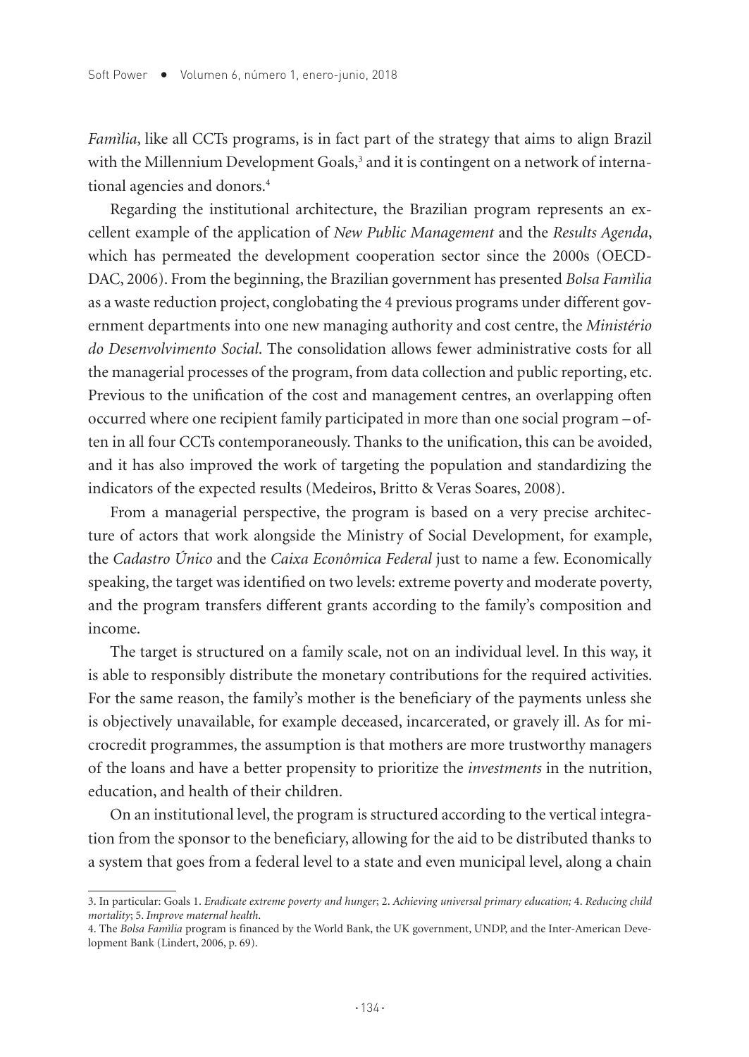*Famìlia*, like all CCTs programs, is in fact part of the strategy that aims to align Brazil with the Millennium Development Goals,[3] and it is contingent on a network of international agencies and donors.[4]

Regarding the institutional architecture, the Brazilian program represents an excellent example of the application of *New Public Management* and the *Results Agenda*, which has permeated the development cooperation sector since the 2000s (OECD-DAC, 2006). From the beginning, the Brazilian government has presented *Bolsa Famìlia* as a waste reduction project, conglobating the 4 previous programs under different government departments into one new managing authority and cost centre, the *Ministério do Desenvolvimento Social*. The consolidation allows fewer administrative costs for all the managerial processes of the program, from data collection and public reporting, etc. Previous to the unification of the cost and management centres, an overlapping often occurred where one recipient family participated in more than one social program – often in all four CCTs contemporaneously. Thanks to the unification, this can be avoided, and it has also improved the work of targeting the population and standardizing the indicators of the expected results (Medeiros, Britto & Veras Soares, 2008).

From a managerial perspective, the program is based on a very precise architecture of actors that work alongside the Ministry of Social Development, for example, the *Cadastro Único* and the *Caixa Econômica Federal* just to name a few. Economically speaking, the target was identified on two levels: extreme poverty and moderate poverty, and the program transfers different grants according to the family's composition and income.

The target is structured on a family scale, not on an individual level. In this way, it is able to responsibly distribute the monetary contributions for the required activities. For the same reason, the family's mother is the beneficiary of the payments unless she is objectively unavailable, for example deceased, incarcerated, or gravely ill. As for microcredit programmes, the assumption is that mothers are more trustworthy managers of the loans and have a better propensity to prioritize the *investments* in the nutrition, education, and health of their children.

On an institutional level, the program is structured according to the vertical integration from the sponsor to the beneficiary, allowing for the aid to be distributed thanks to a system that goes from a federal level to a state and even municipal level, along a chain

3. In particular: Goals 1. *Eradicate extreme poverty and hunger*; 2. *Achieving universal primary education;* 4. *Reducing child mortality*; 5. *Improve maternal health*.

4. The *Bolsa Famìlia* program is financed by the World Bank, the UK government, UNDP, and the Inter-American Development Bank (Lindert, 2006, p. 69).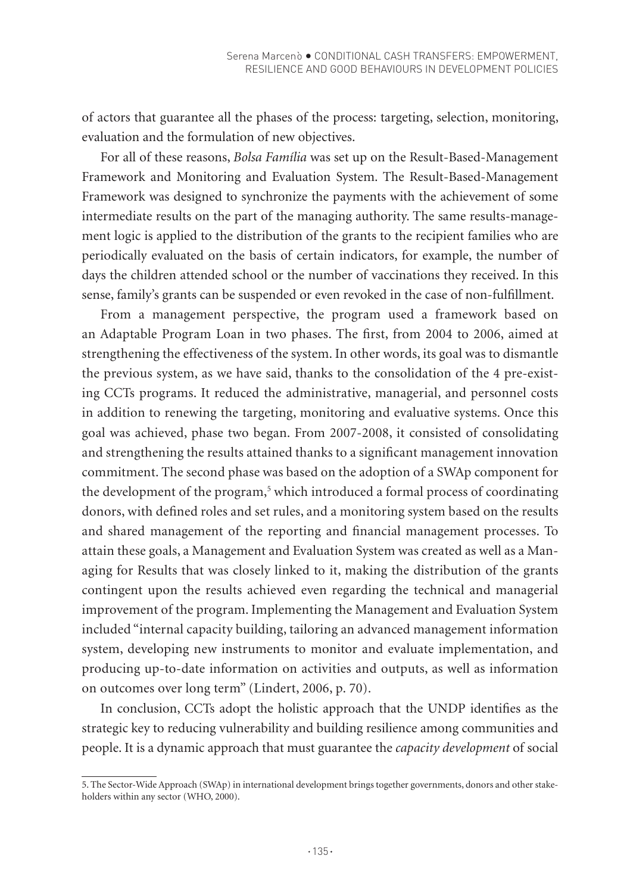of actors that guarantee all the phases of the process: targeting, selection, monitoring, evaluation and the formulation of new objectives.

For all of these reasons, *Bolsa Família* was set up on the Result-Based-Management Framework and Monitoring and Evaluation System. The Result-Based-Management Framework was designed to synchronize the payments with the achievement of some intermediate results on the part of the managing authority. The same results-management logic is applied to the distribution of the grants to the recipient families who are periodically evaluated on the basis of certain indicators, for example, the number of days the children attended school or the number of vaccinations they received. In this sense, family's grants can be suspended or even revoked in the case of non-fulfillment.

From a management perspective, the program used a framework based on an Adaptable Program Loan in two phases. The first, from 2004 to 2006, aimed at strengthening the effectiveness of the system. In other words, its goal was to dismantle the previous system, as we have said, thanks to the consolidation of the 4 pre-existing CCTs programs. It reduced the administrative, managerial, and personnel costs in addition to renewing the targeting, monitoring and evaluative systems. Once this goal was achieved, phase two began. From 2007-2008, it consisted of consolidating and strengthening the results attained thanks to a significant management innovation commitment. The second phase was based on the adoption of a SWAp component for the development of the program,[5] which introduced a formal process of coordinating donors, with defined roles and set rules, and a monitoring system based on the results and shared management of the reporting and financial management processes. To attain these goals, a Management and Evaluation System was created as well as a Managing for Results that was closely linked to it, making the distribution of the grants contingent upon the results achieved even regarding the technical and managerial improvement of the program. Implementing the Management and Evaluation System included "internal capacity building, tailoring an advanced management information system, developing new instruments to monitor and evaluate implementation, and producing up-to-date information on activities and outputs, as well as information on outcomes over long term" (Lindert, 2006, p. 70).

In conclusion, CCTs adopt the holistic approach that the UNDP identifies as the strategic key to reducing vulnerability and building resilience among communities and people. It is a dynamic approach that must guarantee the *capacity development* of social

5. The Sector-Wide Approach (SWAp) in international development brings together governments, donors and other stakeholders within any sector (WHO, 2000).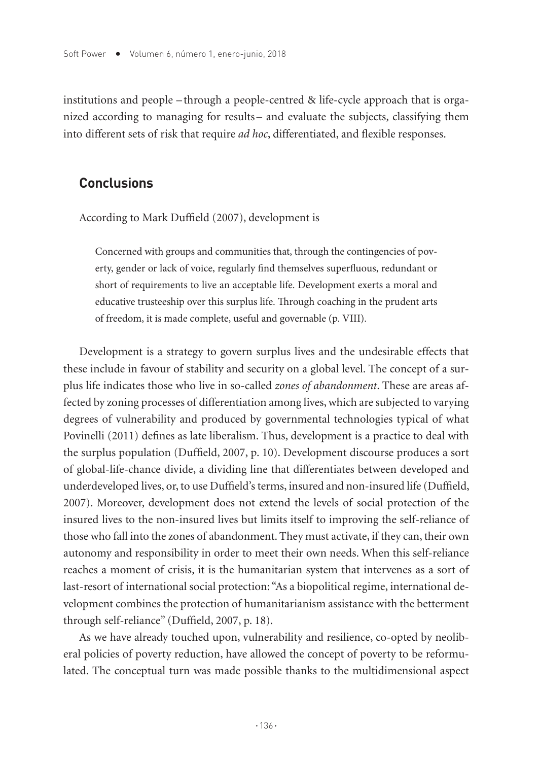institutions and people –through a people-centred & life-cycle approach that is organized according to managing for results– and evaluate the subjects, classifying them into different sets of risk that require *ad hoc*, differentiated, and flexible responses.

## Conclusions

According to Mark Duffield (2007), development is

> Concerned with groups and communities that, through the contingencies of poverty, gender or lack of voice, regularly find themselves superfluous, redundant or short of requirements to live an acceptable life. Development exerts a moral and educative trusteeship over this surplus life. Through coaching in the prudent arts of freedom, it is made complete, useful and governable (p. VIII).

Development is a strategy to govern surplus lives and the undesirable effects that these include in favour of stability and security on a global level. The concept of a surplus life indicates those who live in so-called *zones of abandonment*. These are areas affected by zoning processes of differentiation among lives, which are subjected to varying degrees of vulnerability and produced by governmental technologies typical of what Povinelli (2011) defines as late liberalism. Thus, development is a practice to deal with the surplus population (Duffield, 2007, p. 10). Development discourse produces a sort of global-life-chance divide, a dividing line that differentiates between developed and underdeveloped lives, or, to use Duffield's terms, insured and non-insured life (Duffield, 2007). Moreover, development does not extend the levels of social protection of the insured lives to the non-insured lives but limits itself to improving the self-reliance of those who fall into the zones of abandonment. They must activate, if they can, their own autonomy and responsibility in order to meet their own needs. When this self-reliance reaches a moment of crisis, it is the humanitarian system that intervenes as a sort of last-resort of international social protection: "As a biopolitical regime, international development combines the protection of humanitarianism assistance with the betterment through self-reliance" (Duffield, 2007, p. 18).

As we have already touched upon, vulnerability and resilience, co-opted by neoliberal policies of poverty reduction, have allowed the concept of poverty to be reformulated. The conceptual turn was made possible thanks to the multidimensional aspect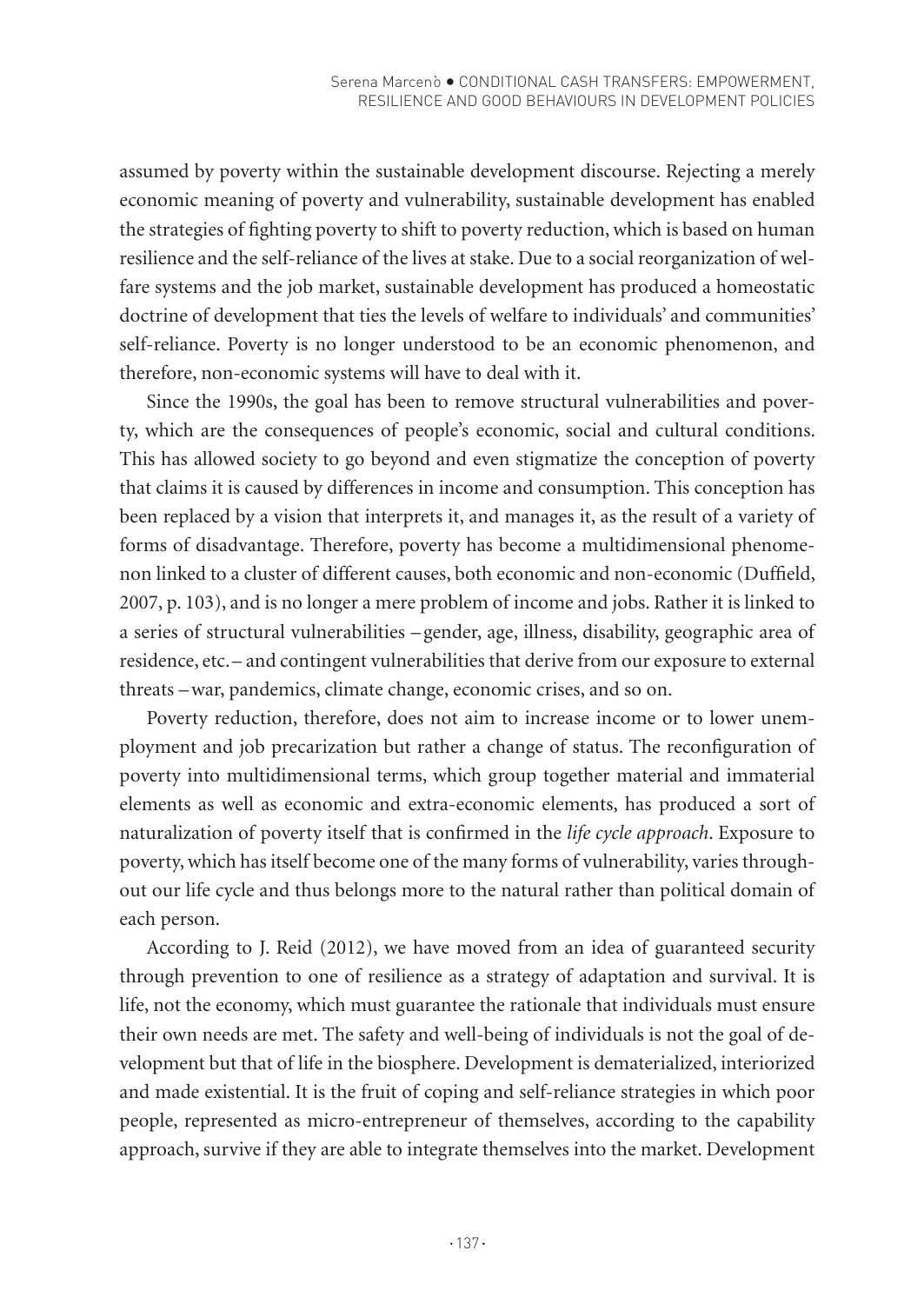assumed by poverty within the sustainable development discourse. Rejecting a merely economic meaning of poverty and vulnerability, sustainable development has enabled the strategies of fighting poverty to shift to poverty reduction, which is based on human resilience and the self-reliance of the lives at stake. Due to a social reorganization of welfare systems and the job market, sustainable development has produced a homeostatic doctrine of development that ties the levels of welfare to individuals' and communities' self-reliance. Poverty is no longer understood to be an economic phenomenon, and therefore, non-economic systems will have to deal with it.

Since the 1990s, the goal has been to remove structural vulnerabilities and poverty, which are the consequences of people's economic, social and cultural conditions. This has allowed society to go beyond and even stigmatize the conception of poverty that claims it is caused by differences in income and consumption. This conception has been replaced by a vision that interprets it, and manages it, as the result of a variety of forms of disadvantage. Therefore, poverty has become a multidimensional phenomenon linked to a cluster of different causes, both economic and non-economic (Duffield, 2007, p. 103), and is no longer a mere problem of income and jobs. Rather it is linked to a series of structural vulnerabilities – gender, age, illness, disability, geographic area of residence, etc. – and contingent vulnerabilities that derive from our exposure to external threats – war, pandemics, climate change, economic crises, and so on.

Poverty reduction, therefore, does not aim to increase income or to lower unemployment and job precarization but rather a change of status. The reconfiguration of poverty into multidimensional terms, which group together material and immaterial elements as well as economic and extra-economic elements, has produced a sort of naturalization of poverty itself that is confirmed in the *life cycle approach*. Exposure to poverty, which has itself become one of the many forms of vulnerability, varies throughout our life cycle and thus belongs more to the natural rather than political domain of each person.

According to J. Reid (2012), we have moved from an idea of guaranteed security through prevention to one of resilience as a strategy of adaptation and survival. It is life, not the economy, which must guarantee the rationale that individuals must ensure their own needs are met. The safety and well-being of individuals is not the goal of development but that of life in the biosphere. Development is dematerialized, interiorized and made existential. It is the fruit of coping and self-reliance strategies in which poor people, represented as micro-entrepreneur of themselves, according to the capability approach, survive if they are able to integrate themselves into the market. Development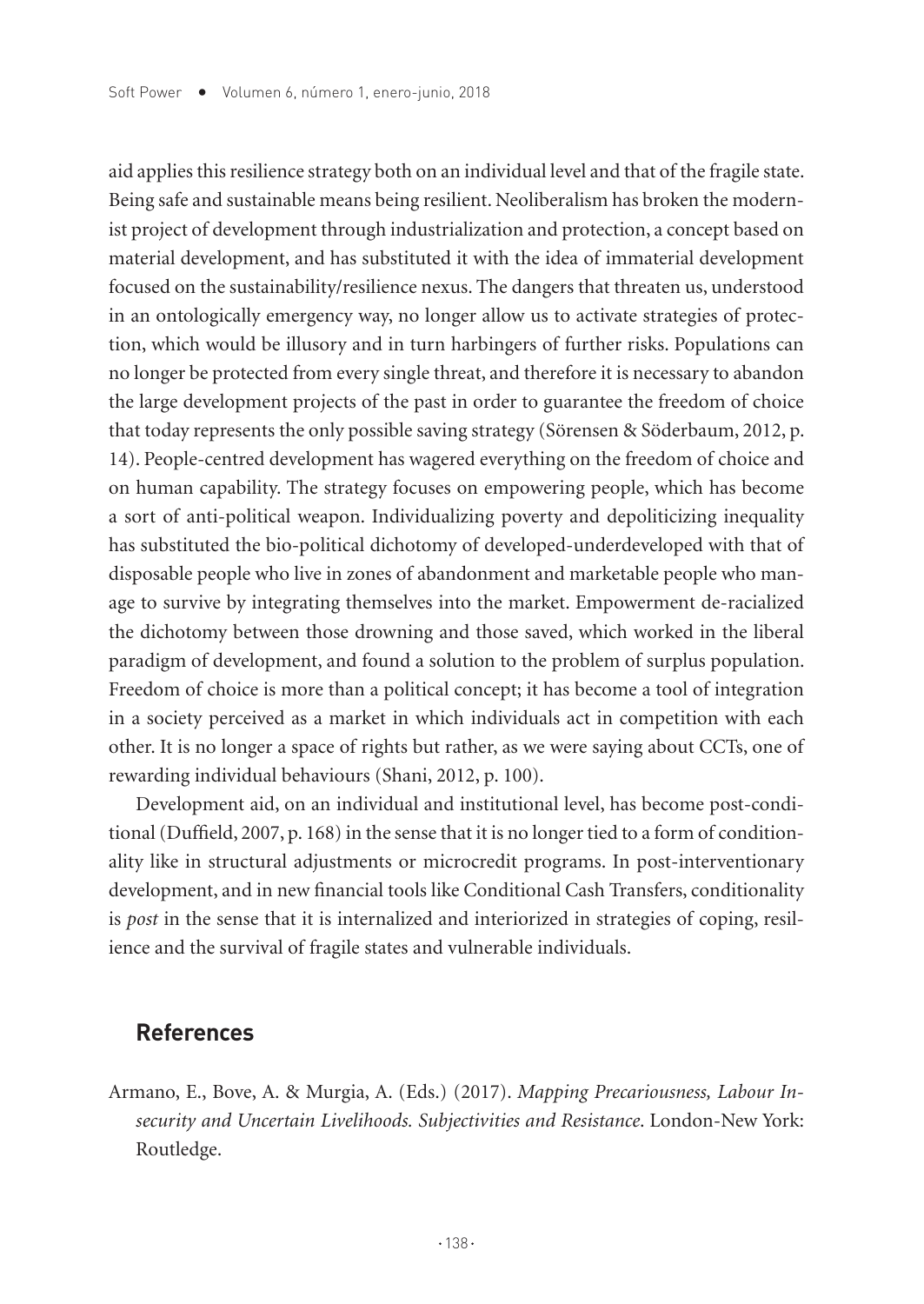aid applies this resilience strategy both on an individual level and that of the fragile state. Being safe and sustainable means being resilient. Neoliberalism has broken the modernist project of development through industrialization and protection, a concept based on material development, and has substituted it with the idea of immaterial development focused on the sustainability/resilience nexus. The dangers that threaten us, understood in an ontologically emergency way, no longer allow us to activate strategies of protection, which would be illusory and in turn harbingers of further risks. Populations can no longer be protected from every single threat, and therefore it is necessary to abandon the large development projects of the past in order to guarantee the freedom of choice that today represents the only possible saving strategy (Sörensen & Söderbaum, 2012, p. 14). People-centred development has wagered everything on the freedom of choice and on human capability. The strategy focuses on empowering people, which has become a sort of anti-political weapon. Individualizing poverty and depoliticizing inequality has substituted the bio-political dichotomy of developed-underdeveloped with that of disposable people who live in zones of abandonment and marketable people who manage to survive by integrating themselves into the market. Empowerment de-racialized the dichotomy between those drowning and those saved, which worked in the liberal paradigm of development, and found a solution to the problem of surplus population. Freedom of choice is more than a political concept; it has become a tool of integration in a society perceived as a market in which individuals act in competition with each other. It is no longer a space of rights but rather, as we were saying about CCTs, one of rewarding individual behaviours (Shani, 2012, p. 100).

Development aid, on an individual and institutional level, has become post-conditional (Duffield, 2007, p. 168) in the sense that it is no longer tied to a form of conditionality like in structural adjustments or microcredit programs. In post-interventionary development, and in new financial tools like Conditional Cash Transfers, conditionality is *post* in the sense that it is internalized and interiorized in strategies of coping, resilience and the survival of fragile states and vulnerable individuals.

## References

Armano, E., Bove, A. & Murgia, A. (Eds.) (2017). *Mapping Precariousness, Labour Insecurity and Uncertain Livelihoods. Subjectivities and Resistance*. London-New York: Routledge.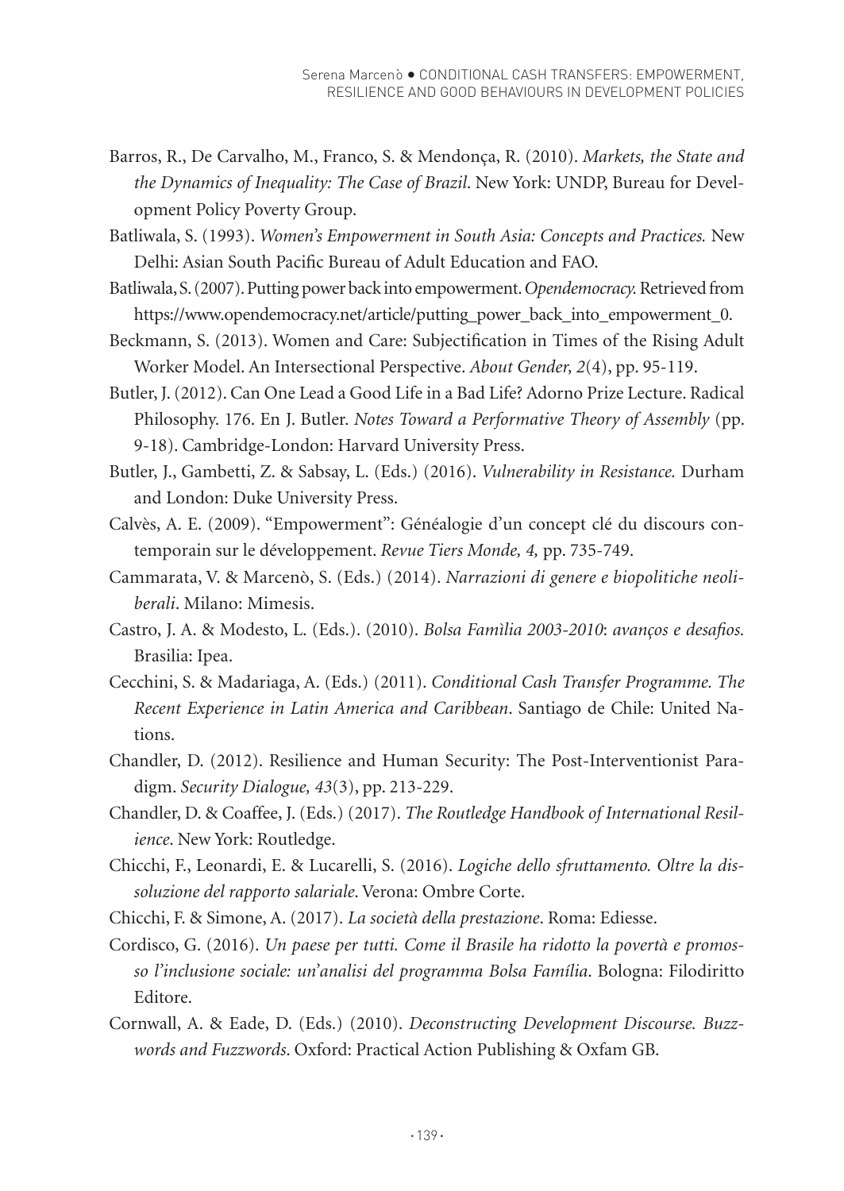Barros, R., De Carvalho, M., Franco, S. & Mendonça, R. (2010). *Markets, the State and the Dynamics of Inequality: The Case of Brazil*. New York: UNDP, Bureau for Development Policy Poverty Group.

Batliwala, S. (1993). *Women's Empowerment in South Asia: Concepts and Practices.* New Delhi: Asian South Pacific Bureau of Adult Education and FAO.

Batliwala, S. (2007). Putting power back into empowerment. *Opendemocracy.* Retrieved from https://www.opendemocracy.net/article/putting_power_back_into_empowerment_0.

Beckmann, S. (2013). Women and Care: Subjectification in Times of the Rising Adult Worker Model. An Intersectional Perspective. *About Gender, 2*(4), pp. 95-119.

Butler, J. (2012). Can One Lead a Good Life in a Bad Life? Adorno Prize Lecture. Radical Philosophy. 176. En J. Butler. *Notes Toward a Performative Theory of Assembly* (pp. 9-18). Cambridge-London: Harvard University Press.

Butler, J., Gambetti, Z. & Sabsay, L. (Eds.) (2016). *Vulnerability in Resistance.* Durham and London: Duke University Press.

Calvès, A. E. (2009). "Empowerment": Généalogie d'un concept clé du discours contemporain sur le développement. *Revue Tiers Monde, 4,* pp. 735-749.

Cammarata, V. & Marcenò, S. (Eds.) (2014). *Narrazioni di genere e biopolitiche neoliberali*. Milano: Mimesis.

Castro, J. A. & Modesto, L. (Eds.). (2010). *Bolsa Famìlia 2003-2010*: *avanços e desafios.* Brasilia: Ipea.

Cecchini, S. & Madariaga, A. (Eds.) (2011). *Conditional Cash Transfer Programme. The Recent Experience in Latin America and Caribbean*. Santiago de Chile: United Nations.

Chandler, D. (2012). Resilience and Human Security: The Post-Interventionist Paradigm. *Security Dialogue, 43*(3), pp. 213-229.

Chandler, D. & Coaffee, J. (Eds.) (2017). *The Routledge Handbook of International Resilience*. New York: Routledge.

Chicchi, F., Leonardi, E. & Lucarelli, S. (2016). *Logiche dello sfruttamento. Oltre la dissoluzione del rapporto salariale*. Verona: Ombre Corte.

Chicchi, F. & Simone, A. (2017). *La società della prestazione*. Roma: Ediesse.

Cordisco, G. (2016). *Un paese per tutti. Come il Brasile ha ridotto la povertà e promosso l'inclusione sociale: un'analisi del programma Bolsa Família*. Bologna: Filodiritto Editore.

Cornwall, A. & Eade, D. (Eds.) (2010). *Deconstructing Development Discourse. Buzzwords and Fuzzwords*. Oxford: Practical Action Publishing & Oxfam GB.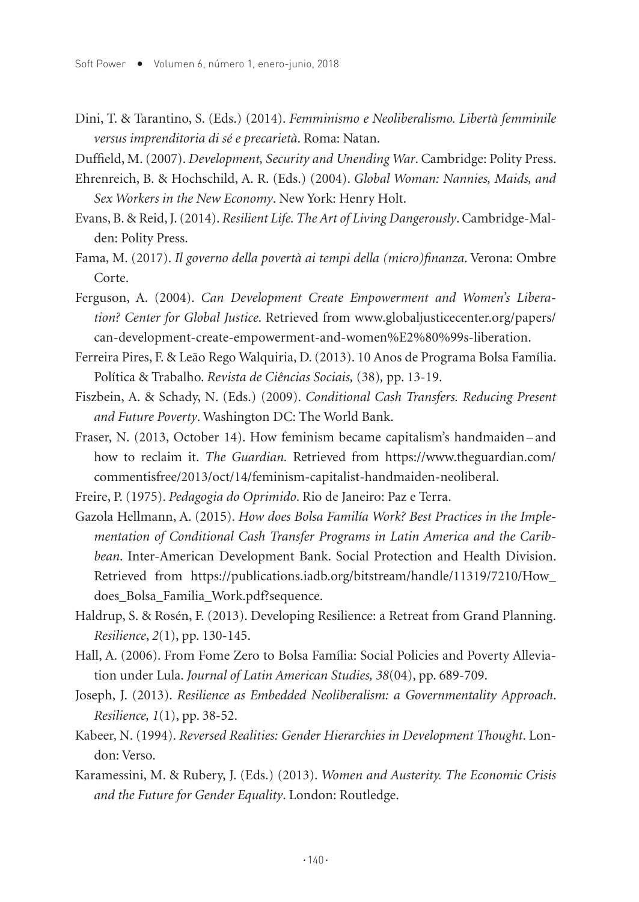Dini, T. & Tarantino, S. (Eds.) (2014). *Femminismo e Neoliberalismo. Libertà femminile versus imprenditoria di sé e precarietà*. Roma: Natan.

Duffield, M. (2007). *Development, Security and Unending War*. Cambridge: Polity Press.

Ehrenreich, B. & Hochschild, A. R. (Eds.) (2004). *Global Woman: Nannies, Maids, and Sex Workers in the New Economy*. New York: Henry Holt.

Evans, B. & Reid, J. (2014). *Resilient Life. The Art of Living Dangerously*. Cambridge-Malden: Polity Press.

Fama, M. (2017). *Il governo della povertà ai tempi della (micro)finanza*. Verona: Ombre Corte.

Ferguson, A. (2004). *Can Development Create Empowerment and Women's Liberation? Center for Global Justice*. Retrieved from www.globaljusticecenter.org/papers/can-development-create-empowerment-and-women%E2%80%99s-liberation.

Ferreira Pires, F. & Leão Rego Walquiria, D. (2013). 10 Anos de Programa Bolsa Família. Política & Trabalho. *Revista de Ciências Sociais,* (38), pp. 13-19.

Fiszbein, A. & Schady, N. (Eds.) (2009). *Conditional Cash Transfers. Reducing Present and Future Poverty*. Washington DC: The World Bank.

Fraser, N. (2013, October 14). How feminism became capitalism's handmaiden – and how to reclaim it. *The Guardian*. Retrieved from https://www.theguardian.com/commentisfree/2013/oct/14/feminism-capitalist-handmaiden-neoliberal.

Freire, P. (1975). *Pedagogia do Oprimido*. Rio de Janeiro: Paz e Terra.

Gazola Hellmann, A. (2015). *How does Bolsa Familía Work? Best Practices in the Implementation of Conditional Cash Transfer Programs in Latin America and the Caribbean*. Inter-American Development Bank. Social Protection and Health Division. Retrieved from https://publications.iadb.org/bitstream/handle/11319/7210/How_does_Bolsa_Familia_Work.pdf?sequence.

Haldrup, S. & Rosén, F. (2013). Developing Resilience: a Retreat from Grand Planning. *Resilience*, *2*(1), pp. 130-145.

Hall, A. (2006). From Fome Zero to Bolsa Família: Social Policies and Poverty Alleviation under Lula. *Journal of Latin American Studies, 38*(04), pp. 689-709.

Joseph, J. (2013). *Resilience as Embedded Neoliberalism: a Governmentality Approach*. *Resilience, 1*(1), pp. 38-52.

Kabeer, N. (1994). *Reversed Realities: Gender Hierarchies in Development Thought*. London: Verso.

Karamessini, M. & Rubery, J. (Eds.) (2013). *Women and Austerity. The Economic Crisis and the Future for Gender Equality*. London: Routledge.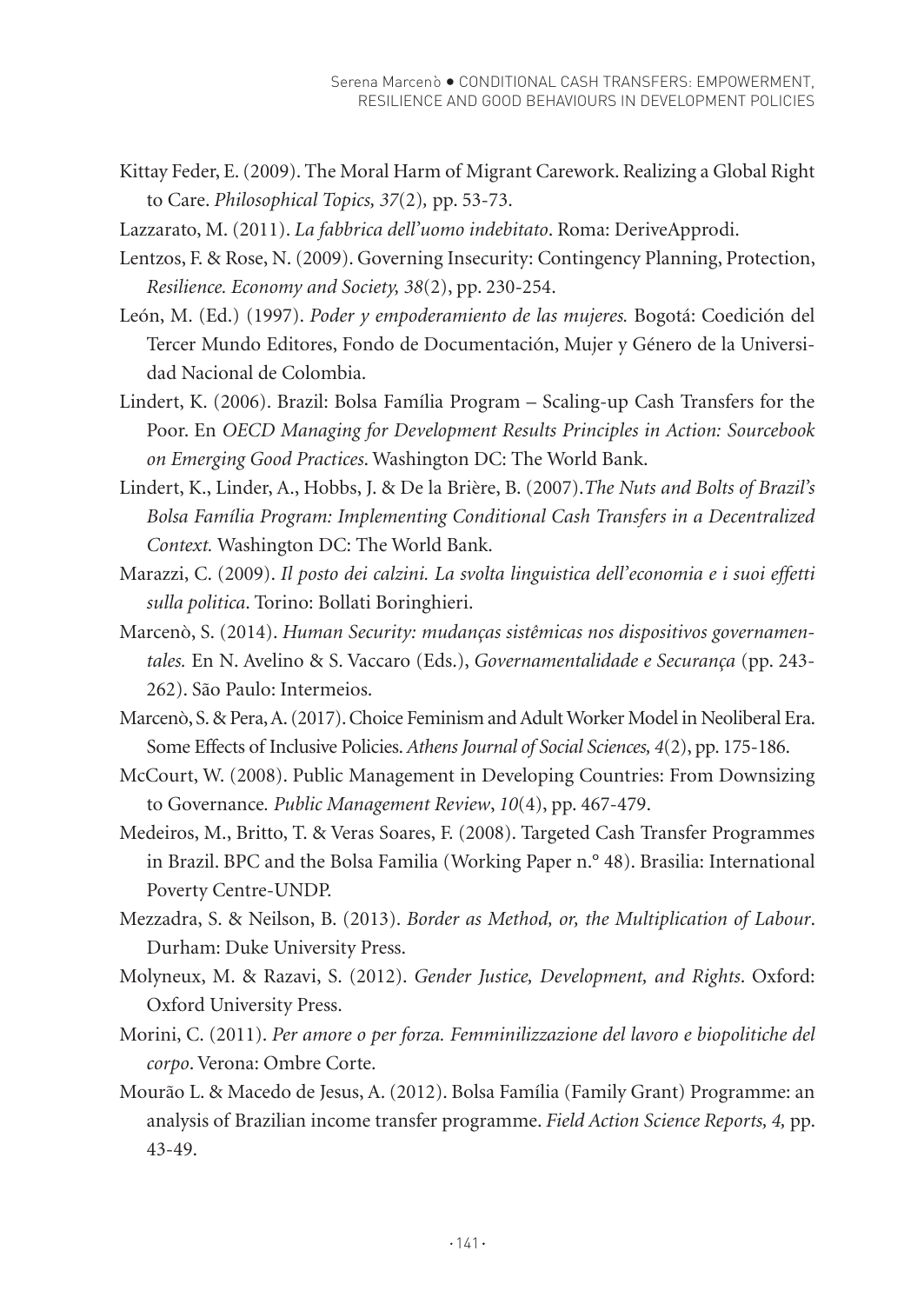Kittay Feder, E. (2009). The Moral Harm of Migrant Carework. Realizing a Global Right to Care. *Philosophical Topics, 37*(2)*,* pp. 53-73.

Lazzarato, M. (2011). *La fabbrica dell'uomo indebitato*. Roma: DeriveApprodi.

Lentzos, F. & Rose, N. (2009). Governing Insecurity: Contingency Planning, Protection, *Resilience. Economy and Society, 38*(2), pp. 230-254.

León, M. (Ed.) (1997). *Poder y empoderamiento de las mujeres.* Bogotá: Coedición del Tercer Mundo Editores, Fondo de Documentación, Mujer y Género de la Universidad Nacional de Colombia.

Lindert, K. (2006). Brazil: Bolsa Família Program – Scaling-up Cash Transfers for the Poor. En *OECD Managing for Development Results Principles in Action: Sourcebook on Emerging Good Practices*. Washington DC: The World Bank.

Lindert, K., Linder, A., Hobbs, J. & De la Brière, B. (2007).*The Nuts and Bolts of Brazil's Bolsa Família Program: Implementing Conditional Cash Transfers in a Decentralized Context.* Washington DC: The World Bank.

Marazzi, C. (2009). *Il posto dei calzini. La svolta linguistica dell'economia e i suoi effetti sulla politica*. Torino: Bollati Boringhieri.

Marcenò, S. (2014). *Human Security: mudanças sistêmicas nos dispositivos governamentales.* En N. Avelino & S. Vaccaro (Eds.), *Governamentalidade e Securança* (pp. 243-262). São Paulo: Intermeios.

Marcenò, S. & Pera, A. (2017). Choice Feminism and Adult Worker Model in Neoliberal Era. Some Effects of Inclusive Policies. *Athens Journal of Social Sciences, 4*(2), pp. 175-186.

McCourt, W. (2008). Public Management in Developing Countries: From Downsizing to Governance*. Public Management Review*, *10*(4), pp. 467-479.

Medeiros, M., Britto, T. & Veras Soares, F. (2008). Targeted Cash Transfer Programmes in Brazil. BPC and the Bolsa Familia (Working Paper n.° 48). Brasilia: International Poverty Centre-UNDP.

Mezzadra, S. & Neilson, B. (2013). *Border as Method, or, the Multiplication of Labour*. Durham: Duke University Press.

Molyneux, M. & Razavi, S. (2012). *Gender Justice, Development, and Rights*. Oxford: Oxford University Press.

Morini, C. (2011). *Per amore o per forza. Femminilizzazione del lavoro e biopolitiche del corpo*. Verona: Ombre Corte.

Mourão L. & Macedo de Jesus, A. (2012). Bolsa Família (Family Grant) Programme: an analysis of Brazilian income transfer programme. *Field Action Science Reports, 4,* pp. 43-49.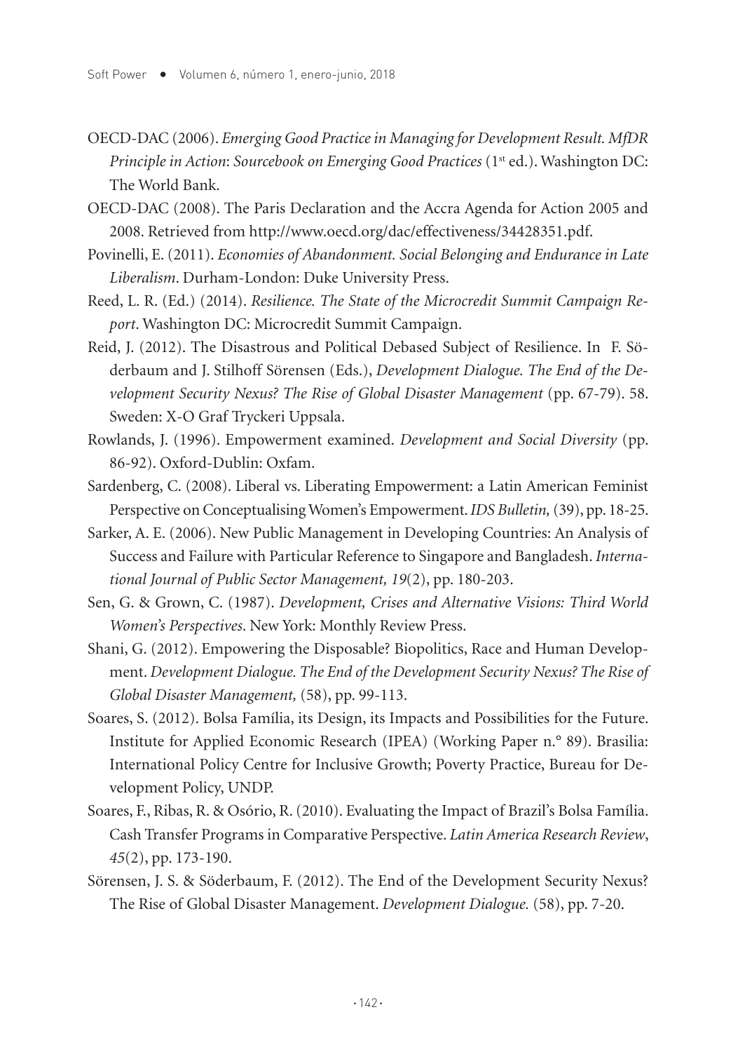OECD-DAC (2006). *Emerging Good Practice in Managing for Development Result. MfDR Principle in Action*: *Sourcebook on Emerging Good Practices* (1st ed.). Washington DC: The World Bank.

OECD-DAC (2008). The Paris Declaration and the Accra Agenda for Action 2005 and 2008. Retrieved from http://www.oecd.org/dac/effectiveness/34428351.pdf.

Povinelli, E. (2011). *Economies of Abandonment. Social Belonging and Endurance in Late Liberalism*. Durham-London: Duke University Press.

Reed, L. R. (Ed.) (2014). *Resilience. The State of the Microcredit Summit Campaign Report*. Washington DC: Microcredit Summit Campaign.

Reid, J. (2012). The Disastrous and Political Debased Subject of Resilience. In F. Söderbaum and J. Stilhoff Sörensen (Eds.), *Development Dialogue. The End of the Development Security Nexus? The Rise of Global Disaster Management* (pp. 67-79). 58. Sweden: X-O Graf Tryckeri Uppsala.

Rowlands, J. (1996). Empowerment examined. *Development and Social Diversity* (pp. 86-92). Oxford-Dublin: Oxfam.

Sardenberg, C. (2008). Liberal vs. Liberating Empowerment: a Latin American Feminist Perspective on Conceptualising Women's Empowerment. *IDS Bulletin,* (39), pp. 18-25.

Sarker, A. E. (2006). New Public Management in Developing Countries: An Analysis of Success and Failure with Particular Reference to Singapore and Bangladesh. *International Journal of Public Sector Management, 19*(2), pp. 180-203.

Sen, G. & Grown, C. (1987). *Development, Crises and Alternative Visions: Third World Women's Perspectives*. New York: Monthly Review Press.

Shani, G. (2012). Empowering the Disposable? Biopolitics, Race and Human Development. *Development Dialogue. The End of the Development Security Nexus? The Rise of Global Disaster Management,* (58), pp. 99-113.

Soares, S. (2012). Bolsa Família, its Design, its Impacts and Possibilities for the Future. Institute for Applied Economic Research (IPEA) (Working Paper n.° 89). Brasilia: International Policy Centre for Inclusive Growth; Poverty Practice, Bureau for Development Policy, UNDP.

Soares, F., Ribas, R. & Osório, R. (2010). Evaluating the Impact of Brazil's Bolsa Família. Cash Transfer Programs in Comparative Perspective. *Latin America Research Review*, *45*(2), pp. 173-190.

Sörensen, J. S. & Söderbaum, F. (2012). The End of the Development Security Nexus? The Rise of Global Disaster Management. *Development Dialogue.* (58), pp. 7-20.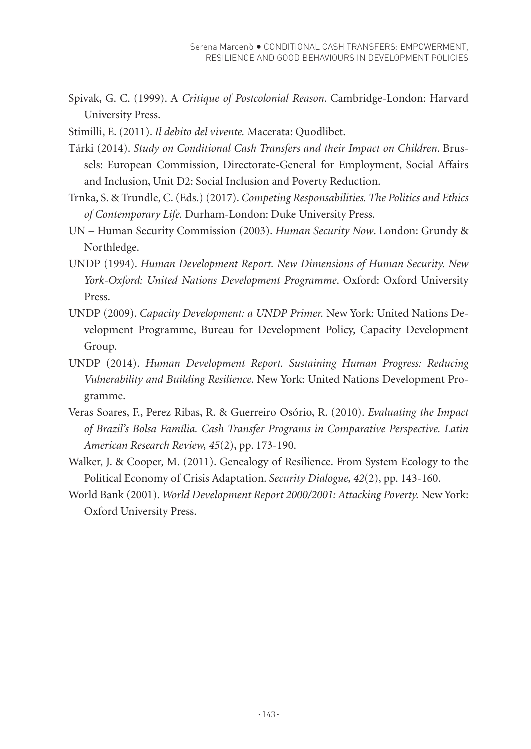Spivak, G. C. (1999). A *Critique of Postcolonial Reason*. Cambridge-London: Harvard University Press.

Stimilli, E. (2011). *Il debito del vivente.* Macerata: Quodlibet.

Tárki (2014). *Study on Conditional Cash Transfers and their Impact on Children*. Brussels: European Commission, Directorate-General for Employment, Social Affairs and Inclusion, Unit D2: Social Inclusion and Poverty Reduction.

Trnka, S. & Trundle, C. (Eds.) (2017). *Competing Responsabilities. The Politics and Ethics of Contemporary Life.* Durham-London: Duke University Press.

UN – Human Security Commission (2003). *Human Security Now*. London: Grundy & Northledge.

UNDP (1994). *Human Development Report. New Dimensions of Human Security. New York-Oxford: United Nations Development Programme*. Oxford: Oxford University Press.

UNDP (2009). *Capacity Development: a UNDP Primer.* New York: United Nations Development Programme, Bureau for Development Policy, Capacity Development Group.

UNDP (2014). *Human Development Report. Sustaining Human Progress: Reducing Vulnerability and Building Resilience*. New York: United Nations Development Programme.

Veras Soares, F., Perez Ribas, R. & Guerreiro Osório, R. (2010). *Evaluating the Impact of Brazil's Bolsa Família. Cash Transfer Programs in Comparative Perspective. Latin American Research Review, 45*(2), pp. 173-190.

Walker, J. & Cooper, M. (2011). Genealogy of Resilience. From System Ecology to the Political Economy of Crisis Adaptation. *Security Dialogue, 42*(2), pp. 143-160.

World Bank (2001). *World Development Report 2000/2001: Attacking Poverty.* New York: Oxford University Press.